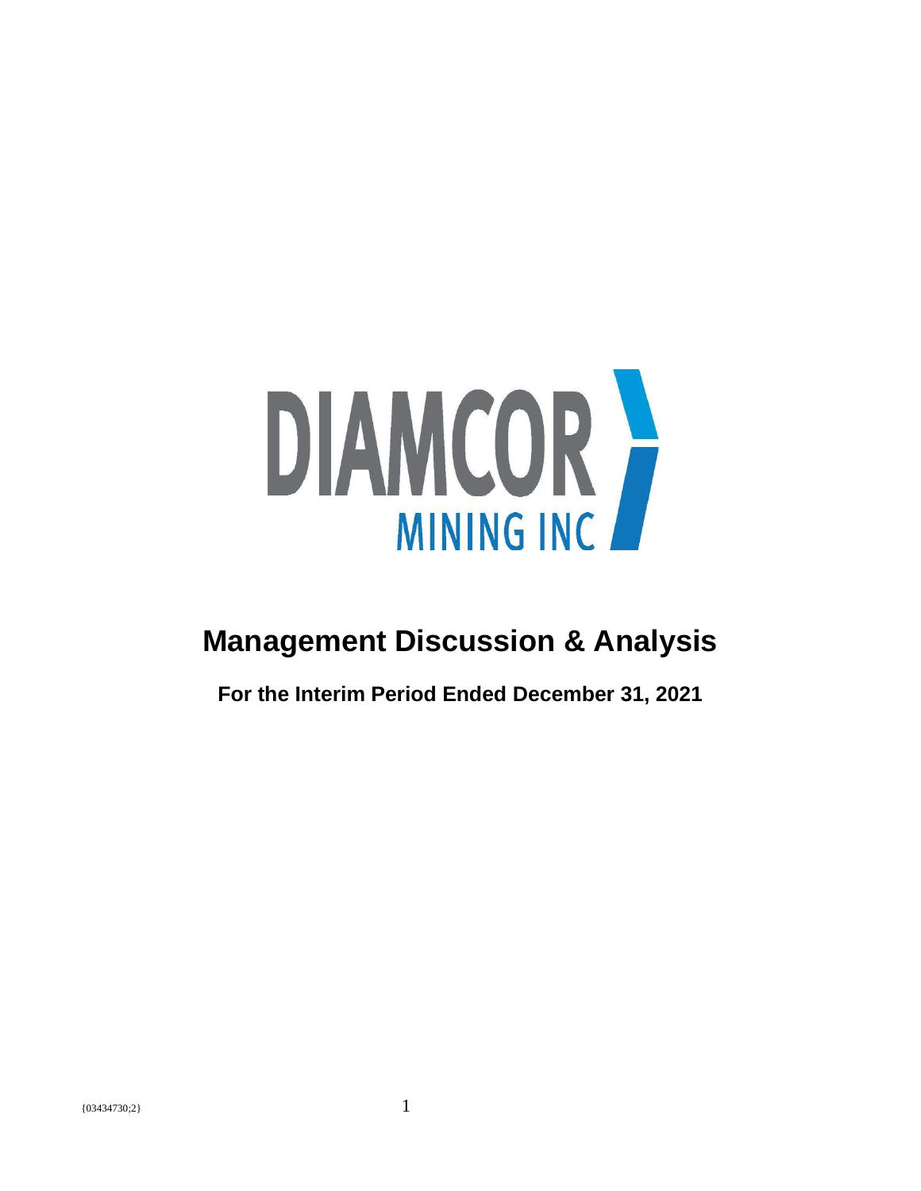DIAMCOR MINING INC

# Management Discussion & Analysis

**For the Interim Period Ended December 31, 2021**

{03434730;2}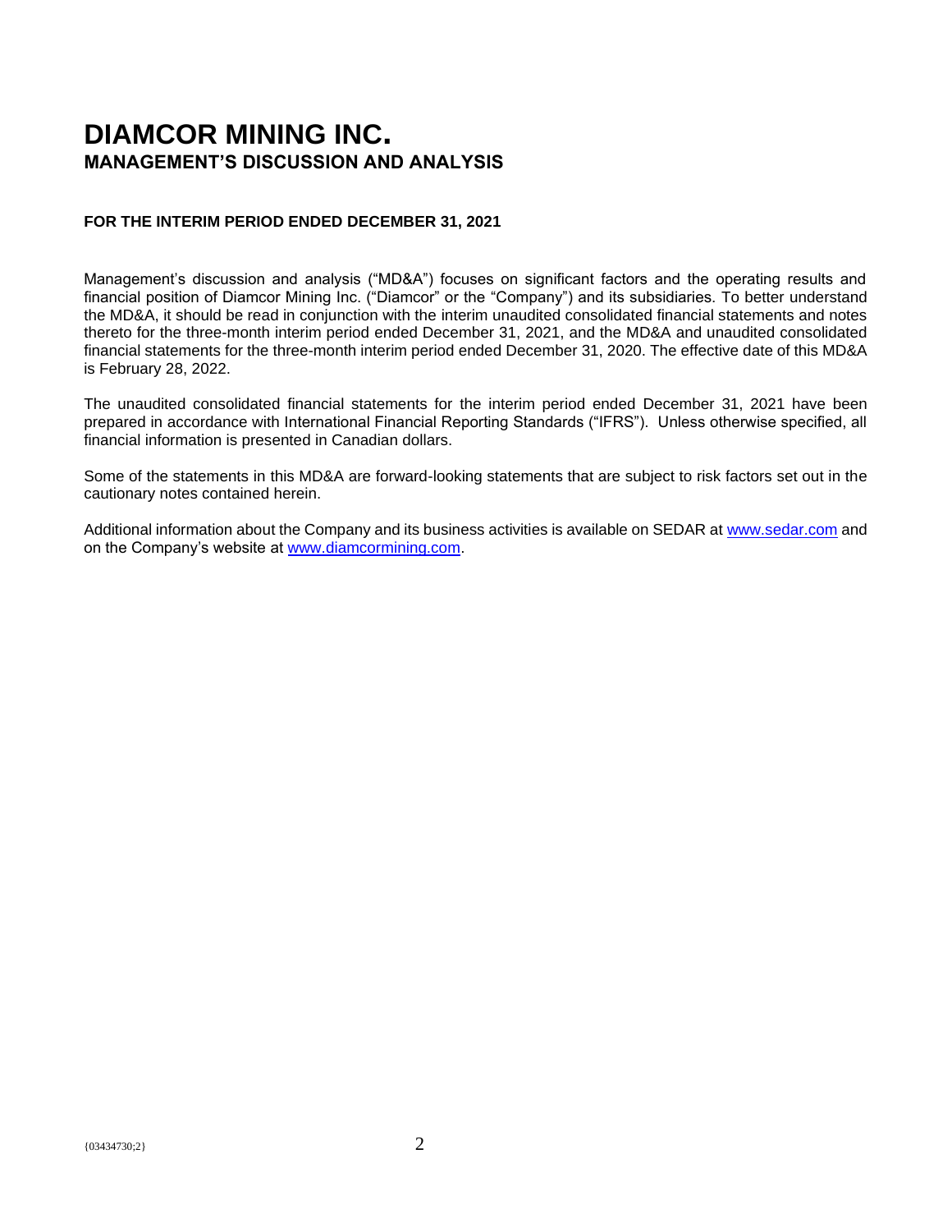# DIAMCOR MINING INC.

## MANAGEMENT'S DISCUSSION AND ANALYSIS

**FOR THE INTERIM PERIOD ENDED DECEMBER 31, 2021**

Management's discussion and analysis ("MD&A") focuses on significant factors and the operating results and financial position of Diamcor Mining Inc. ("Diamcor" or the "Company") and its subsidiaries. To better understand the MD&A, it should be read in conjunction with the interim unaudited consolidated financial statements and notes thereto for the three-month interim period ended December 31, 2021, and the MD&A and unaudited consolidated financial statements for the three-month interim period ended December 31, 2020. The effective date of this MD&A is February 28, 2022.

The unaudited consolidated financial statements for the interim period ended December 31, 2021 have been prepared in accordance with International Financial Reporting Standards ("IFRS"). Unless otherwise specified, all financial information is presented in Canadian dollars.

Some of the statements in this MD&A are forward-looking statements that are subject to risk factors set out in the cautionary notes contained herein.

Additional information about the Company and its business activities is available on SEDAR at [www.sedar.com](http://www.sedar.com) and on the Company's website at [www.diamcormining.com](http://www.diamcormining.com).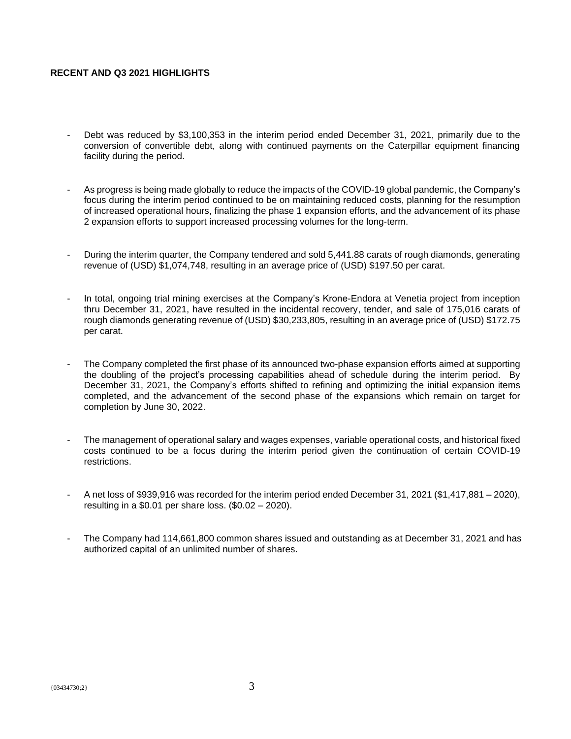## RECENT AND Q3 2021 HIGHLIGHTS

- Debt was reduced by $3,100,353 in the interim period ended December 31, 2021, primarily due to the conversion of convertible debt, along with continued payments on the Caterpillar equipment financing facility during the period.

- As progress is being made globally to reduce the impacts of the COVID-19 global pandemic, the Company's focus during the interim period continued to be on maintaining reduced costs, planning for the resumption of increased operational hours, finalizing the phase 1 expansion efforts, and the advancement of its phase 2 expansion efforts to support increased processing volumes for the long-term.

- During the interim quarter, the Company tendered and sold 5,441.88 carats of rough diamonds, generating revenue of (USD) $1,074,748, resulting in an average price of (USD) $197.50 per carat.

- In total, ongoing trial mining exercises at the Company's Krone-Endora at Venetia project from inception thru December 31, 2021, have resulted in the incidental recovery, tender, and sale of 175,016 carats of rough diamonds generating revenue of (USD) $30,233,805, resulting in an average price of (USD) $172.75 per carat.

- The Company completed the first phase of its announced two-phase expansion efforts aimed at supporting the doubling of the project's processing capabilities ahead of schedule during the interim period. By December 31, 2021, the Company's efforts shifted to refining and optimizing the initial expansion items completed, and the advancement of the second phase of the expansions which remain on target for completion by June 30, 2022.

- The management of operational salary and wages expenses, variable operational costs, and historical fixed costs continued to be a focus during the interim period given the continuation of certain COVID-19 restrictions.

- A net loss of $939,916 was recorded for the interim period ended December 31, 2021 ($1,417,881 – 2020), resulting in a $0.01 per share loss. ($0.02 – 2020).

- The Company had 114,661,800 common shares issued and outstanding as at December 31, 2021 and has authorized capital of an unlimited number of shares.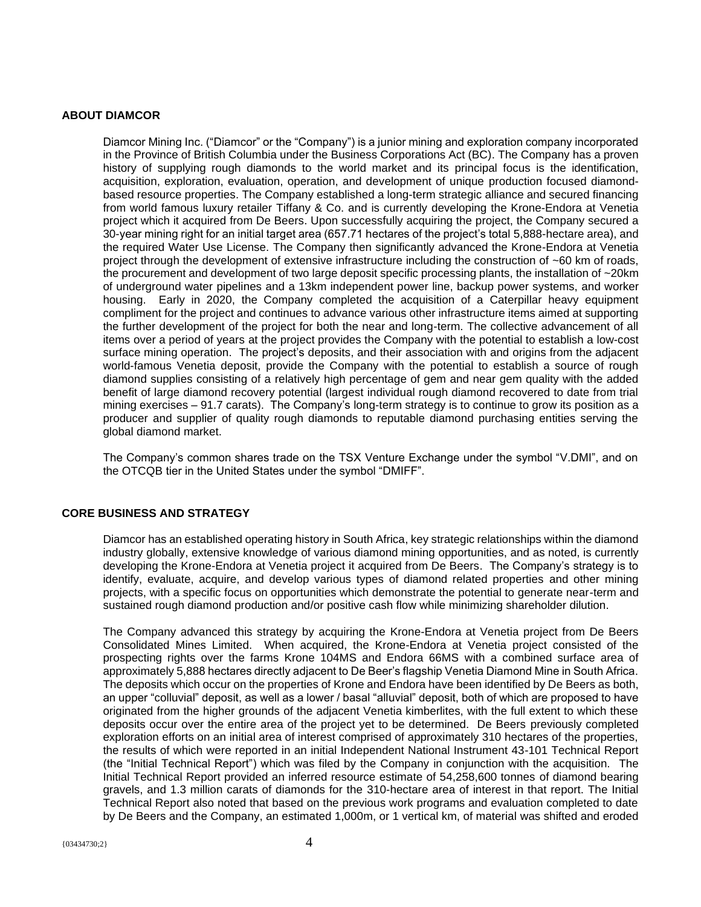## ABOUT DIAMCOR

Diamcor Mining Inc. ("Diamcor" or the "Company") is a junior mining and exploration company incorporated in the Province of British Columbia under the Business Corporations Act (BC). The Company has a proven history of supplying rough diamonds to the world market and its principal focus is the identification, acquisition, exploration, evaluation, operation, and development of unique production focused diamond-based resource properties. The Company established a long-term strategic alliance and secured financing from world famous luxury retailer Tiffany & Co. and is currently developing the Krone-Endora at Venetia project which it acquired from De Beers. Upon successfully acquiring the project, the Company secured a 30-year mining right for an initial target area (657.71 hectares of the project's total 5,888-hectare area), and the required Water Use License. The Company then significantly advanced the Krone-Endora at Venetia project through the development of extensive infrastructure including the construction of ~60 km of roads, the procurement and development of two large deposit specific processing plants, the installation of ~20km of underground water pipelines and a 13km independent power line, backup power systems, and worker housing. Early in 2020, the Company completed the acquisition of a Caterpillar heavy equipment compliment for the project and continues to advance various other infrastructure items aimed at supporting the further development of the project for both the near and long-term. The collective advancement of all items over a period of years at the project provides the Company with the potential to establish a low-cost surface mining operation. The project's deposits, and their association with and origins from the adjacent world-famous Venetia deposit, provide the Company with the potential to establish a source of rough diamond supplies consisting of a relatively high percentage of gem and near gem quality with the added benefit of large diamond recovery potential (largest individual rough diamond recovered to date from trial mining exercises – 91.7 carats). The Company's long-term strategy is to continue to grow its position as a producer and supplier of quality rough diamonds to reputable diamond purchasing entities serving the global diamond market.

The Company's common shares trade on the TSX Venture Exchange under the symbol "V.DMI", and on the OTCQB tier in the United States under the symbol "DMIFF".

## CORE BUSINESS AND STRATEGY

Diamcor has an established operating history in South Africa, key strategic relationships within the diamond industry globally, extensive knowledge of various diamond mining opportunities, and as noted, is currently developing the Krone-Endora at Venetia project it acquired from De Beers. The Company's strategy is to identify, evaluate, acquire, and develop various types of diamond related properties and other mining projects, with a specific focus on opportunities which demonstrate the potential to generate near-term and sustained rough diamond production and/or positive cash flow while minimizing shareholder dilution.

The Company advanced this strategy by acquiring the Krone-Endora at Venetia project from De Beers Consolidated Mines Limited. When acquired, the Krone-Endora at Venetia project consisted of the prospecting rights over the farms Krone 104MS and Endora 66MS with a combined surface area of approximately 5,888 hectares directly adjacent to De Beer's flagship Venetia Diamond Mine in South Africa. The deposits which occur on the properties of Krone and Endora have been identified by De Beers as both, an upper "colluvial" deposit, as well as a lower / basal "alluvial" deposit, both of which are proposed to have originated from the higher grounds of the adjacent Venetia kimberlites, with the full extent to which these deposits occur over the entire area of the project yet to be determined. De Beers previously completed exploration efforts on an initial area of interest comprised of approximately 310 hectares of the properties, the results of which were reported in an initial Independent National Instrument 43-101 Technical Report (the "Initial Technical Report") which was filed by the Company in conjunction with the acquisition. The Initial Technical Report provided an inferred resource estimate of 54,258,600 tonnes of diamond bearing gravels, and 1.3 million carats of diamonds for the 310-hectare area of interest in that report. The Initial Technical Report also noted that based on the previous work programs and evaluation completed to date by De Beers and the Company, an estimated 1,000m, or 1 vertical km, of material was shifted and eroded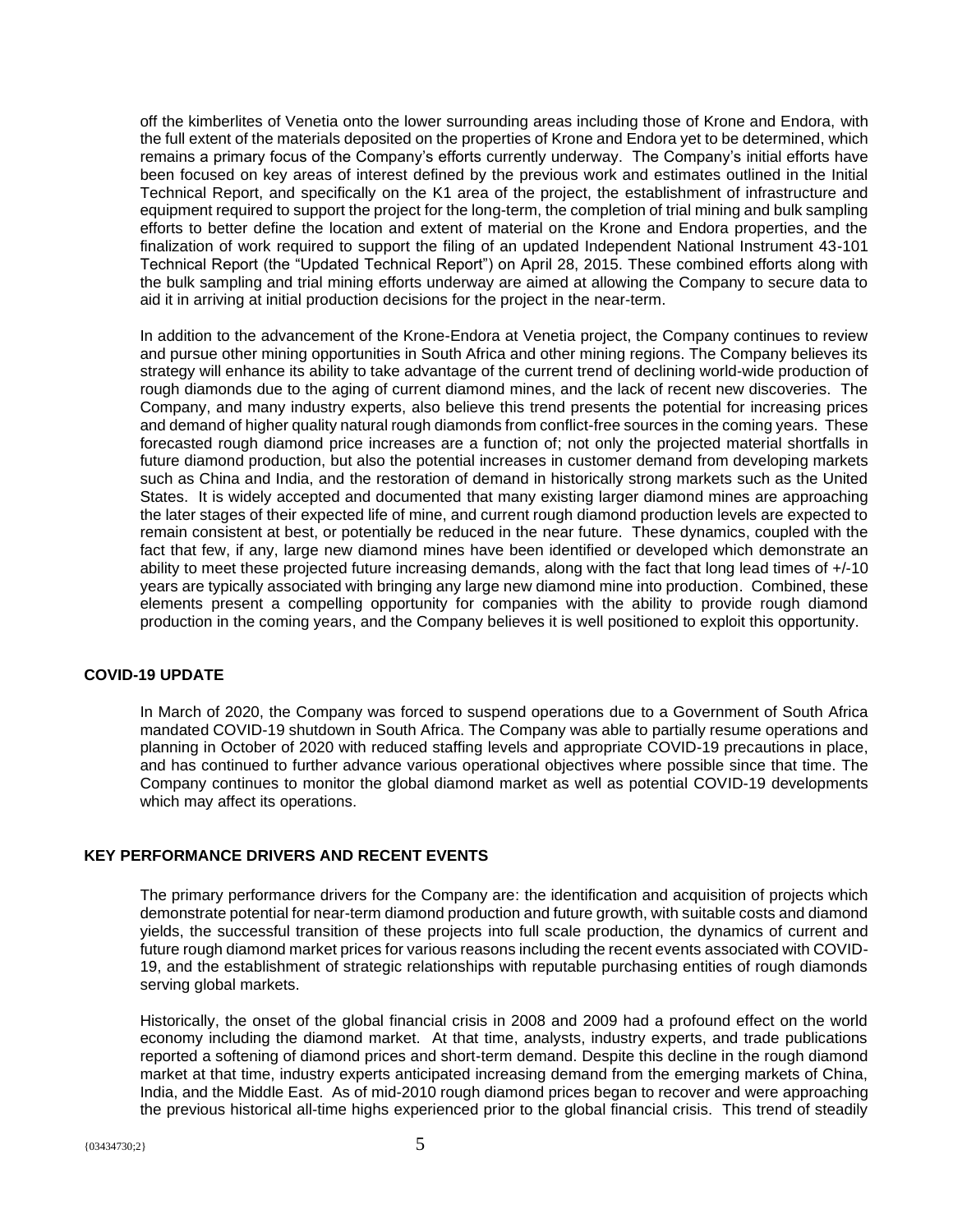off the kimberlites of Venetia onto the lower surrounding areas including those of Krone and Endora, with the full extent of the materials deposited on the properties of Krone and Endora yet to be determined, which remains a primary focus of the Company's efforts currently underway. The Company's initial efforts have been focused on key areas of interest defined by the previous work and estimates outlined in the Initial Technical Report, and specifically on the K1 area of the project, the establishment of infrastructure and equipment required to support the project for the long-term, the completion of trial mining and bulk sampling efforts to better define the location and extent of material on the Krone and Endora properties, and the finalization of work required to support the filing of an updated Independent National Instrument 43-101 Technical Report (the "Updated Technical Report") on April 28, 2015. These combined efforts along with the bulk sampling and trial mining efforts underway are aimed at allowing the Company to secure data to aid it in arriving at initial production decisions for the project in the near-term.

In addition to the advancement of the Krone-Endora at Venetia project, the Company continues to review and pursue other mining opportunities in South Africa and other mining regions. The Company believes its strategy will enhance its ability to take advantage of the current trend of declining world-wide production of rough diamonds due to the aging of current diamond mines, and the lack of recent new discoveries. The Company, and many industry experts, also believe this trend presents the potential for increasing prices and demand of higher quality natural rough diamonds from conflict-free sources in the coming years. These forecasted rough diamond price increases are a function of; not only the projected material shortfalls in future diamond production, but also the potential increases in customer demand from developing markets such as China and India, and the restoration of demand in historically strong markets such as the United States. It is widely accepted and documented that many existing larger diamond mines are approaching the later stages of their expected life of mine, and current rough diamond production levels are expected to remain consistent at best, or potentially be reduced in the near future. These dynamics, coupled with the fact that few, if any, large new diamond mines have been identified or developed which demonstrate an ability to meet these projected future increasing demands, along with the fact that long lead times of +/-10 years are typically associated with bringing any large new diamond mine into production. Combined, these elements present a compelling opportunity for companies with the ability to provide rough diamond production in the coming years, and the Company believes it is well positioned to exploit this opportunity.

## COVID-19 UPDATE

In March of 2020, the Company was forced to suspend operations due to a Government of South Africa mandated COVID-19 shutdown in South Africa. The Company was able to partially resume operations and planning in October of 2020 with reduced staffing levels and appropriate COVID-19 precautions in place, and has continued to further advance various operational objectives where possible since that time. The Company continues to monitor the global diamond market as well as potential COVID-19 developments which may affect its operations.

## KEY PERFORMANCE DRIVERS AND RECENT EVENTS

The primary performance drivers for the Company are: the identification and acquisition of projects which demonstrate potential for near-term diamond production and future growth, with suitable costs and diamond yields, the successful transition of these projects into full scale production, the dynamics of current and future rough diamond market prices for various reasons including the recent events associated with COVID-19, and the establishment of strategic relationships with reputable purchasing entities of rough diamonds serving global markets.

Historically, the onset of the global financial crisis in 2008 and 2009 had a profound effect on the world economy including the diamond market. At that time, analysts, industry experts, and trade publications reported a softening of diamond prices and short-term demand. Despite this decline in the rough diamond market at that time, industry experts anticipated increasing demand from the emerging markets of China, India, and the Middle East. As of mid-2010 rough diamond prices began to recover and were approaching the previous historical all-time highs experienced prior to the global financial crisis. This trend of steadily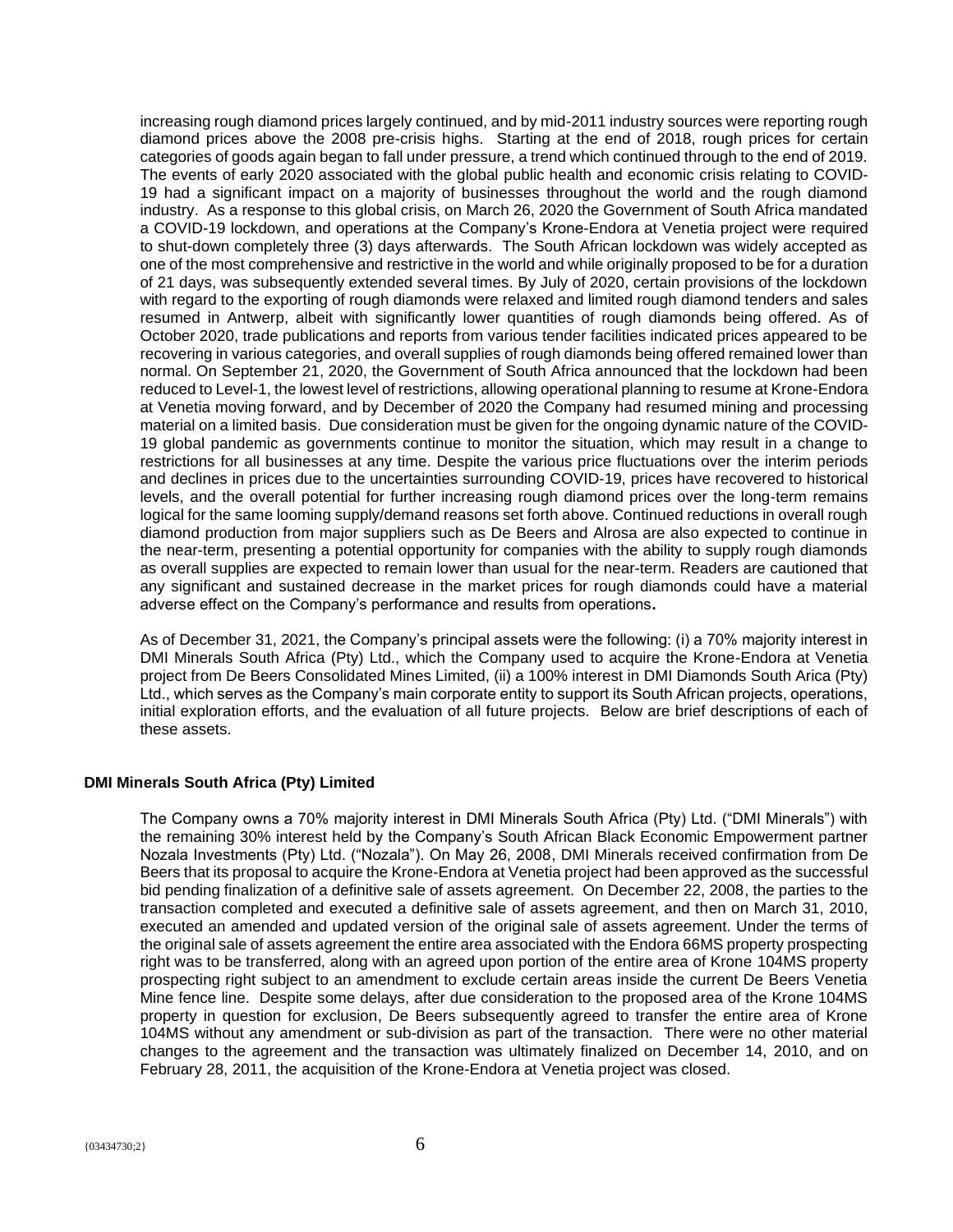increasing rough diamond prices largely continued, and by mid-2011 industry sources were reporting rough diamond prices above the 2008 pre-crisis highs. Starting at the end of 2018, rough prices for certain categories of goods again began to fall under pressure, a trend which continued through to the end of 2019. The events of early 2020 associated with the global public health and economic crisis relating to COVID-19 had a significant impact on a majority of businesses throughout the world and the rough diamond industry. As a response to this global crisis, on March 26, 2020 the Government of South Africa mandated a COVID-19 lockdown, and operations at the Company's Krone-Endora at Venetia project were required to shut-down completely three (3) days afterwards. The South African lockdown was widely accepted as one of the most comprehensive and restrictive in the world and while originally proposed to be for a duration of 21 days, was subsequently extended several times. By July of 2020, certain provisions of the lockdown with regard to the exporting of rough diamonds were relaxed and limited rough diamond tenders and sales resumed in Antwerp, albeit with significantly lower quantities of rough diamonds being offered. As of October 2020, trade publications and reports from various tender facilities indicated prices appeared to be recovering in various categories, and overall supplies of rough diamonds being offered remained lower than normal. On September 21, 2020, the Government of South Africa announced that the lockdown had been reduced to Level-1, the lowest level of restrictions, allowing operational planning to resume at Krone-Endora at Venetia moving forward, and by December of 2020 the Company had resumed mining and processing material on a limited basis. Due consideration must be given for the ongoing dynamic nature of the COVID-19 global pandemic as governments continue to monitor the situation, which may result in a change to restrictions for all businesses at any time. Despite the various price fluctuations over the interim periods and declines in prices due to the uncertainties surrounding COVID-19, prices have recovered to historical levels, and the overall potential for further increasing rough diamond prices over the long-term remains logical for the same looming supply/demand reasons set forth above. Continued reductions in overall rough diamond production from major suppliers such as De Beers and Alrosa are also expected to continue in the near-term, presenting a potential opportunity for companies with the ability to supply rough diamonds as overall supplies are expected to remain lower than usual for the near-term. Readers are cautioned that any significant and sustained decrease in the market prices for rough diamonds could have a material adverse effect on the Company's performance and results from operations.

As of December 31, 2021, the Company's principal assets were the following: (i) a 70% majority interest in DMI Minerals South Africa (Pty) Ltd., which the Company used to acquire the Krone-Endora at Venetia project from De Beers Consolidated Mines Limited, (ii) a 100% interest in DMI Diamonds South Arica (Pty) Ltd., which serves as the Company's main corporate entity to support its South African projects, operations, initial exploration efforts, and the evaluation of all future projects. Below are brief descriptions of each of these assets.

**DMI Minerals South Africa (Pty) Limited**

The Company owns a 70% majority interest in DMI Minerals South Africa (Pty) Ltd. ("DMI Minerals") with the remaining 30% interest held by the Company's South African Black Economic Empowerment partner Nozala Investments (Pty) Ltd. ("Nozala"). On May 26, 2008, DMI Minerals received confirmation from De Beers that its proposal to acquire the Krone-Endora at Venetia project had been approved as the successful bid pending finalization of a definitive sale of assets agreement. On December 22, 2008, the parties to the transaction completed and executed a definitive sale of assets agreement, and then on March 31, 2010, executed an amended and updated version of the original sale of assets agreement. Under the terms of the original sale of assets agreement the entire area associated with the Endora 66MS property prospecting right was to be transferred, along with an agreed upon portion of the entire area of Krone 104MS property prospecting right subject to an amendment to exclude certain areas inside the current De Beers Venetia Mine fence line. Despite some delays, after due consideration to the proposed area of the Krone 104MS property in question for exclusion, De Beers subsequently agreed to transfer the entire area of Krone 104MS without any amendment or sub-division as part of the transaction. There were no other material changes to the agreement and the transaction was ultimately finalized on December 14, 2010, and on February 28, 2011, the acquisition of the Krone-Endora at Venetia project was closed.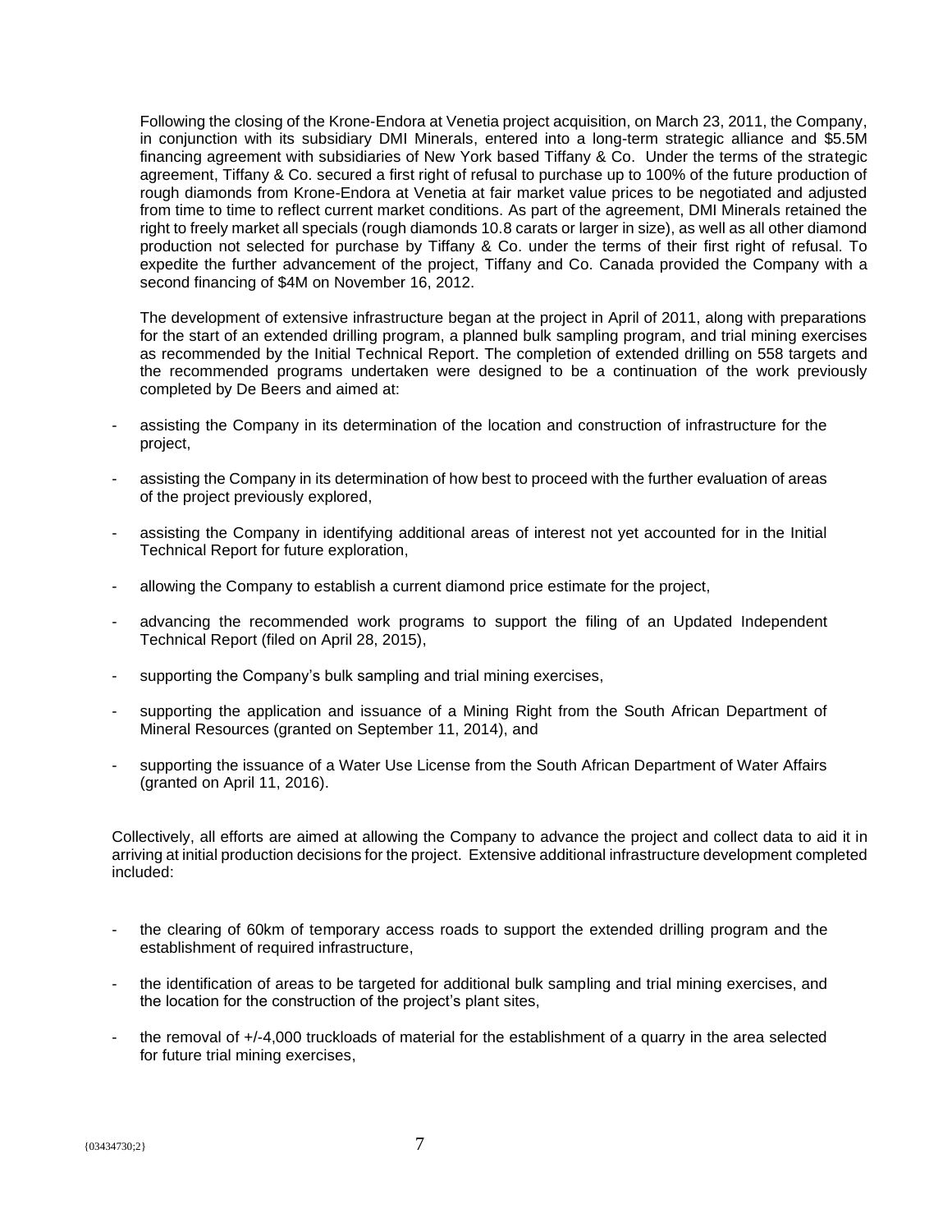Following the closing of the Krone-Endora at Venetia project acquisition, on March 23, 2011, the Company, in conjunction with its subsidiary DMI Minerals, entered into a long-term strategic alliance and $5.5M financing agreement with subsidiaries of New York based Tiffany & Co. Under the terms of the strategic agreement, Tiffany & Co. secured a first right of refusal to purchase up to 100% of the future production of rough diamonds from Krone-Endora at Venetia at fair market value prices to be negotiated and adjusted from time to time to reflect current market conditions. As part of the agreement, DMI Minerals retained the right to freely market all specials (rough diamonds 10.8 carats or larger in size), as well as all other diamond production not selected for purchase by Tiffany & Co. under the terms of their first right of refusal. To expedite the further advancement of the project, Tiffany and Co. Canada provided the Company with a second financing of $4M on November 16, 2012.

The development of extensive infrastructure began at the project in April of 2011, along with preparations for the start of an extended drilling program, a planned bulk sampling program, and trial mining exercises as recommended by the Initial Technical Report. The completion of extended drilling on 558 targets and the recommended programs undertaken were designed to be a continuation of the work previously completed by De Beers and aimed at:

- assisting the Company in its determination of the location and construction of infrastructure for the project,
- assisting the Company in its determination of how best to proceed with the further evaluation of areas of the project previously explored,
- assisting the Company in identifying additional areas of interest not yet accounted for in the Initial Technical Report for future exploration,
- allowing the Company to establish a current diamond price estimate for the project,
- advancing the recommended work programs to support the filing of an Updated Independent Technical Report (filed on April 28, 2015),
- supporting the Company's bulk sampling and trial mining exercises,
- supporting the application and issuance of a Mining Right from the South African Department of Mineral Resources (granted on September 11, 2014), and
- supporting the issuance of a Water Use License from the South African Department of Water Affairs (granted on April 11, 2016).

Collectively, all efforts are aimed at allowing the Company to advance the project and collect data to aid it in arriving at initial production decisions for the project. Extensive additional infrastructure development completed included:

- the clearing of 60km of temporary access roads to support the extended drilling program and the establishment of required infrastructure,
- the identification of areas to be targeted for additional bulk sampling and trial mining exercises, and the location for the construction of the project's plant sites,
- the removal of +/-4,000 truckloads of material for the establishment of a quarry in the area selected for future trial mining exercises,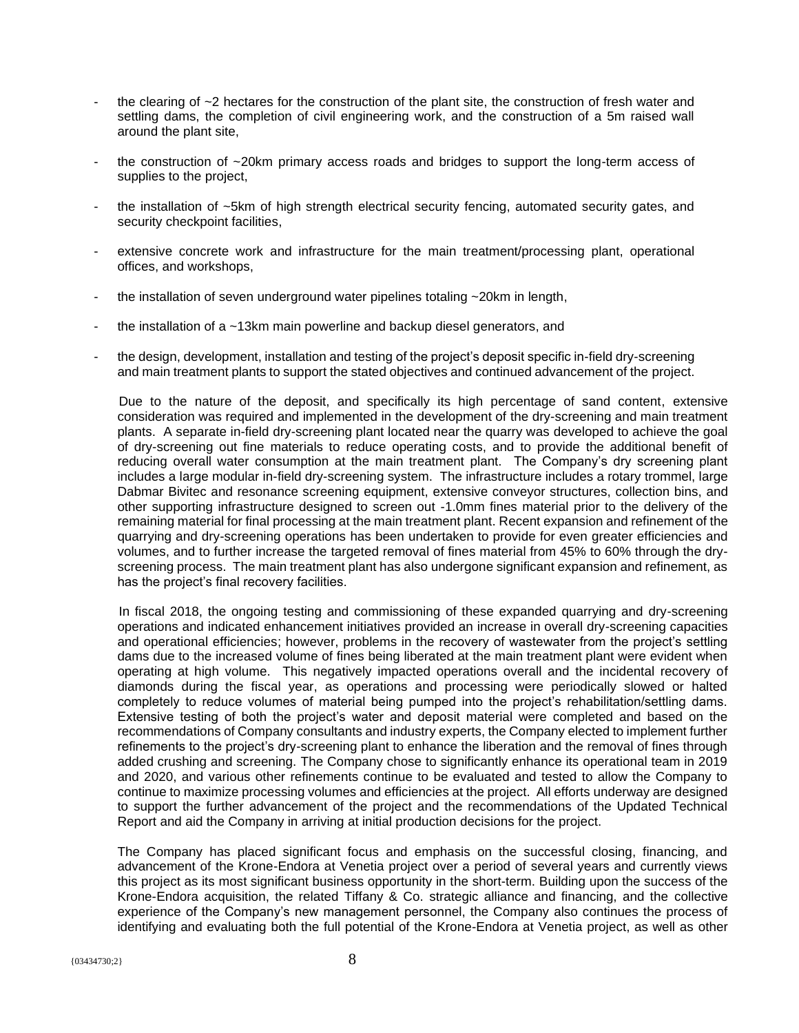- the clearing of ~2 hectares for the construction of the plant site, the construction of fresh water and settling dams, the completion of civil engineering work, and the construction of a 5m raised wall around the plant site,

- the construction of ~20km primary access roads and bridges to support the long-term access of supplies to the project,

- the installation of ~5km of high strength electrical security fencing, automated security gates, and security checkpoint facilities,

- extensive concrete work and infrastructure for the main treatment/processing plant, operational offices, and workshops,

- the installation of seven underground water pipelines totaling ~20km in length,

- the installation of a ~13km main powerline and backup diesel generators, and

- the design, development, installation and testing of the project's deposit specific in-field dry-screening and main treatment plants to support the stated objectives and continued advancement of the project.

Due to the nature of the deposit, and specifically its high percentage of sand content, extensive consideration was required and implemented in the development of the dry-screening and main treatment plants. A separate in-field dry-screening plant located near the quarry was developed to achieve the goal of dry-screening out fine materials to reduce operating costs, and to provide the additional benefit of reducing overall water consumption at the main treatment plant. The Company's dry screening plant includes a large modular in-field dry-screening system. The infrastructure includes a rotary trommel, large Dabmar Bivitec and resonance screening equipment, extensive conveyor structures, collection bins, and other supporting infrastructure designed to screen out -1.0mm fines material prior to the delivery of the remaining material for final processing at the main treatment plant. Recent expansion and refinement of the quarrying and dry-screening operations has been undertaken to provide for even greater efficiencies and volumes, and to further increase the targeted removal of fines material from 45% to 60% through the dry-screening process. The main treatment plant has also undergone significant expansion and refinement, as has the project's final recovery facilities.

In fiscal 2018, the ongoing testing and commissioning of these expanded quarrying and dry-screening operations and indicated enhancement initiatives provided an increase in overall dry-screening capacities and operational efficiencies; however, problems in the recovery of wastewater from the project's settling dams due to the increased volume of fines being liberated at the main treatment plant were evident when operating at high volume. This negatively impacted operations overall and the incidental recovery of diamonds during the fiscal year, as operations and processing were periodically slowed or halted completely to reduce volumes of material being pumped into the project's rehabilitation/settling dams. Extensive testing of both the project's water and deposit material were completed and based on the recommendations of Company consultants and industry experts, the Company elected to implement further refinements to the project's dry-screening plant to enhance the liberation and the removal of fines through added crushing and screening. The Company chose to significantly enhance its operational team in 2019 and 2020, and various other refinements continue to be evaluated and tested to allow the Company to continue to maximize processing volumes and efficiencies at the project. All efforts underway are designed to support the further advancement of the project and the recommendations of the Updated Technical Report and aid the Company in arriving at initial production decisions for the project.

The Company has placed significant focus and emphasis on the successful closing, financing, and advancement of the Krone-Endora at Venetia project over a period of several years and currently views this project as its most significant business opportunity in the short-term. Building upon the success of the Krone-Endora acquisition, the related Tiffany & Co. strategic alliance and financing, and the collective experience of the Company's new management personnel, the Company also continues the process of identifying and evaluating both the full potential of the Krone-Endora at Venetia project, as well as other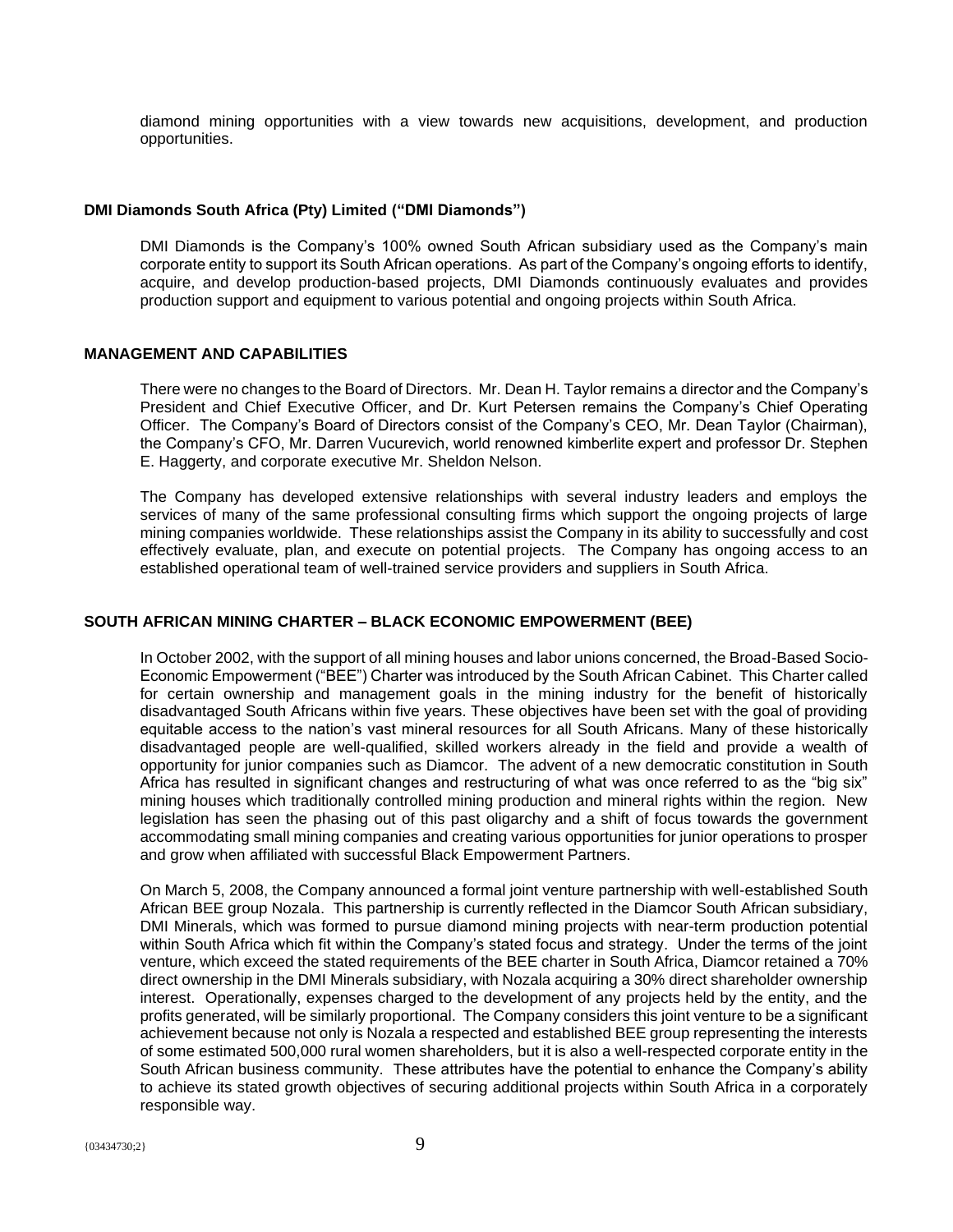diamond mining opportunities with a view towards new acquisitions, development, and production opportunities.

**DMI Diamonds South Africa (Pty) Limited ("DMI Diamonds")**

DMI Diamonds is the Company's 100% owned South African subsidiary used as the Company's main corporate entity to support its South African operations. As part of the Company's ongoing efforts to identify, acquire, and develop production-based projects, DMI Diamonds continuously evaluates and provides production support and equipment to various potential and ongoing projects within South Africa.

## MANAGEMENT AND CAPABILITIES

There were no changes to the Board of Directors. Mr. Dean H. Taylor remains a director and the Company's President and Chief Executive Officer, and Dr. Kurt Petersen remains the Company's Chief Operating Officer. The Company's Board of Directors consist of the Company's CEO, Mr. Dean Taylor (Chairman), the Company's CFO, Mr. Darren Vucurevich, world renowned kimberlite expert and professor Dr. Stephen E. Haggerty, and corporate executive Mr. Sheldon Nelson.

The Company has developed extensive relationships with several industry leaders and employs the services of many of the same professional consulting firms which support the ongoing projects of large mining companies worldwide. These relationships assist the Company in its ability to successfully and cost effectively evaluate, plan, and execute on potential projects. The Company has ongoing access to an established operational team of well-trained service providers and suppliers in South Africa.

## SOUTH AFRICAN MINING CHARTER – BLACK ECONOMIC EMPOWERMENT (BEE)

In October 2002, with the support of all mining houses and labor unions concerned, the Broad-Based Socio-Economic Empowerment ("BEE") Charter was introduced by the South African Cabinet. This Charter called for certain ownership and management goals in the mining industry for the benefit of historically disadvantaged South Africans within five years. These objectives have been set with the goal of providing equitable access to the nation's vast mineral resources for all South Africans. Many of these historically disadvantaged people are well-qualified, skilled workers already in the field and provide a wealth of opportunity for junior companies such as Diamcor. The advent of a new democratic constitution in South Africa has resulted in significant changes and restructuring of what was once referred to as the "big six" mining houses which traditionally controlled mining production and mineral rights within the region. New legislation has seen the phasing out of this past oligarchy and a shift of focus towards the government accommodating small mining companies and creating various opportunities for junior operations to prosper and grow when affiliated with successful Black Empowerment Partners.

On March 5, 2008, the Company announced a formal joint venture partnership with well-established South African BEE group Nozala. This partnership is currently reflected in the Diamcor South African subsidiary, DMI Minerals, which was formed to pursue diamond mining projects with near-term production potential within South Africa which fit within the Company's stated focus and strategy. Under the terms of the joint venture, which exceed the stated requirements of the BEE charter in South Africa, Diamcor retained a 70% direct ownership in the DMI Minerals subsidiary, with Nozala acquiring a 30% direct shareholder ownership interest. Operationally, expenses charged to the development of any projects held by the entity, and the profits generated, will be similarly proportional. The Company considers this joint venture to be a significant achievement because not only is Nozala a respected and established BEE group representing the interests of some estimated 500,000 rural women shareholders, but it is also a well-respected corporate entity in the South African business community. These attributes have the potential to enhance the Company's ability to achieve its stated growth objectives of securing additional projects within South Africa in a corporately responsible way.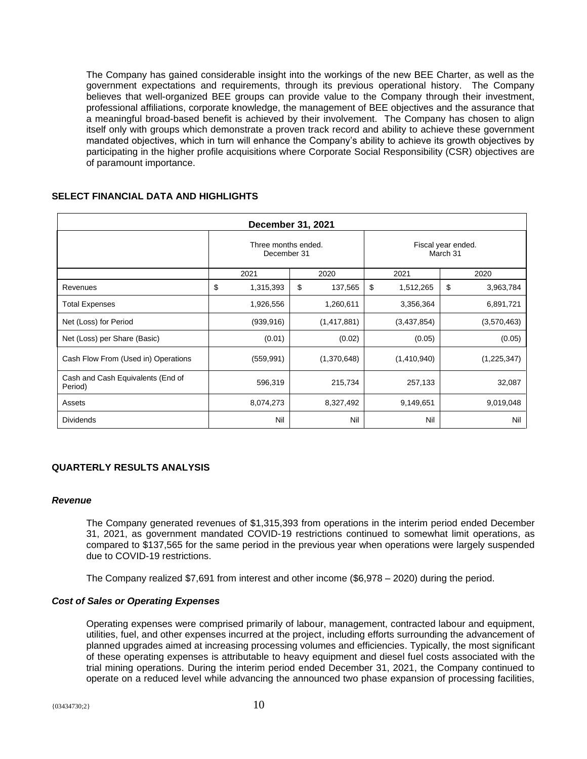The Company has gained considerable insight into the workings of the new BEE Charter, as well as the government expectations and requirements, through its previous operational history. The Company believes that well-organized BEE groups can provide value to the Company through their investment, professional affiliations, corporate knowledge, the management of BEE objectives and the assurance that a meaningful broad-based benefit is achieved by their involvement. The Company has chosen to align itself only with groups which demonstrate a proven track record and ability to achieve these government mandated objectives, which in turn will enhance the Company's ability to achieve its growth objectives by participating in the higher profile acquisitions where Corporate Social Responsibility (CSR) objectives are of paramount importance.

## SELECT FINANCIAL DATA AND HIGHLIGHTS

| December 31, 2021 | | | | |
|---|---|---|---|---|
| | Three months ended. December 31 | | Fiscal year ended. March 31 | |
| | 2021 | 2020 | 2021 | 2020 |
| Revenues | $ 1,315,393 | $ 137,565 | $ 1,512,265 | $ 3,963,784 |
| Total Expenses | 1,926,556 | 1,260,611 | 3,356,364 | 6,891,721 |
| Net (Loss) for Period | (939,916) | (1,417,881) | (3,437,854) | (3,570,463) |
| Net (Loss) per Share (Basic) | (0.01) | (0.02) | (0.05) | (0.05) |
| Cash Flow From (Used in) Operations | (559,991) | (1,370,648) | (1,410,940) | (1,225,347) |
| Cash and Cash Equivalents (End of Period) | 596,319 | 215,734 | 257,133 | 32,087 |
| Assets | 8,074,273 | 8,327,492 | 9,149,651 | 9,019,048 |
| Dividends | Nil | Nil | Nil | Nil |

## QUARTERLY RESULTS ANALYSIS

### *Revenue*

The Company generated revenues of $1,315,393 from operations in the interim period ended December 31, 2021, as government mandated COVID-19 restrictions continued to somewhat limit operations, as compared to $137,565 for the same period in the previous year when operations were largely suspended due to COVID-19 restrictions.

The Company realized $7,691 from interest and other income ($6,978 – 2020) during the period.

### *Cost of Sales or Operating Expenses*

Operating expenses were comprised primarily of labour, management, contracted labour and equipment, utilities, fuel, and other expenses incurred at the project, including efforts surrounding the advancement of planned upgrades aimed at increasing processing volumes and efficiencies. Typically, the most significant of these operating expenses is attributable to heavy equipment and diesel fuel costs associated with the trial mining operations. During the interim period ended December 31, 2021, the Company continued to operate on a reduced level while advancing the announced two phase expansion of processing facilities,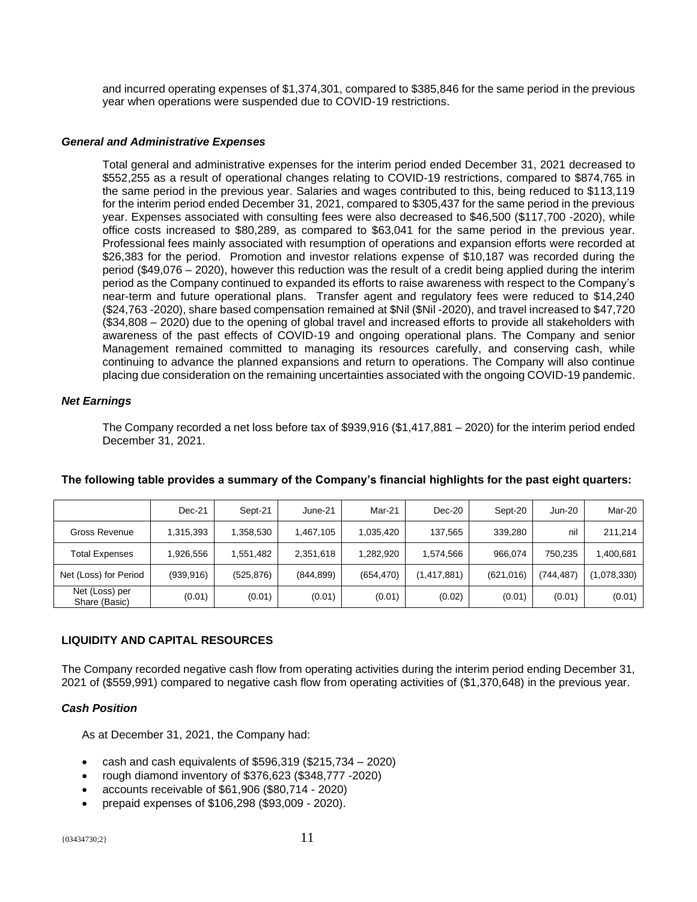and incurred operating expenses of $1,374,301, compared to $385,846 for the same period in the previous year when operations were suspended due to COVID-19 restrictions.

### *General and Administrative Expenses*

Total general and administrative expenses for the interim period ended December 31, 2021 decreased to $552,255 as a result of operational changes relating to COVID-19 restrictions, compared to $874,765 in the same period in the previous year. Salaries and wages contributed to this, being reduced to $113,119 for the interim period ended December 31, 2021, compared to $305,437 for the same period in the previous year. Expenses associated with consulting fees were also decreased to $46,500 ($117,700 -2020), while office costs increased to $80,289, as compared to $63,041 for the same period in the previous year. Professional fees mainly associated with resumption of operations and expansion efforts were recorded at $26,383 for the period. Promotion and investor relations expense of $10,187 was recorded during the period ($49,076 – 2020), however this reduction was the result of a credit being applied during the interim period as the Company continued to expanded its efforts to raise awareness with respect to the Company's near-term and future operational plans. Transfer agent and regulatory fees were reduced to $14,240 ($24,763 -2020), share based compensation remained at $Nil ($Nil -2020), and travel increased to $47,720 ($34,808 – 2020) due to the opening of global travel and increased efforts to provide all stakeholders with awareness of the past effects of COVID-19 and ongoing operational plans. The Company and senior Management remained committed to managing its resources carefully, and conserving cash, while continuing to advance the planned expansions and return to operations. The Company will also continue placing due consideration on the remaining uncertainties associated with the ongoing COVID-19 pandemic.

### *Net Earnings*

The Company recorded a net loss before tax of $939,916 ($1,417,881 – 2020) for the interim period ended December 31, 2021.

**The following table provides a summary of the Company's financial highlights for the past eight quarters:**

| | Dec-21 | Sept-21 | June-21 | Mar-21 | Dec-20 | Sept-20 | Jun-20 | Mar-20 |
|---|---|---|---|---|---|---|---|---|
| Gross Revenue | 1,315,393 | 1,358,530 | 1,467,105 | 1,035,420 | 137,565 | 339,280 | nil | 211,214 |
| Total Expenses | 1,926,556 | 1,551,482 | 2,351,618 | 1,282,920 | 1,574,566 | 966,074 | 750,235 | 1,400,681 |
| Net (Loss) for Period | (939,916) | (525,876) | (844,899) | (654,470) | (1,417,881) | (621,016) | (744,487) | (1,078,330) |
| Net (Loss) per Share (Basic) | (0.01) | (0.01) | (0.01) | (0.01) | (0.02) | (0.01) | (0.01) | (0.01) |

## LIQUIDITY AND CAPITAL RESOURCES

The Company recorded negative cash flow from operating activities during the interim period ending December 31, 2021 of ($559,991) compared to negative cash flow from operating activities of ($1,370,648) in the previous year.

### *Cash Position*

As at December 31, 2021, the Company had:

- cash and cash equivalents of $596,319 ($215,734 – 2020)
- rough diamond inventory of $376,623 ($348,777 -2020)
- accounts receivable of $61,906 ($80,714 - 2020)
- prepaid expenses of $106,298 ($93,009 - 2020).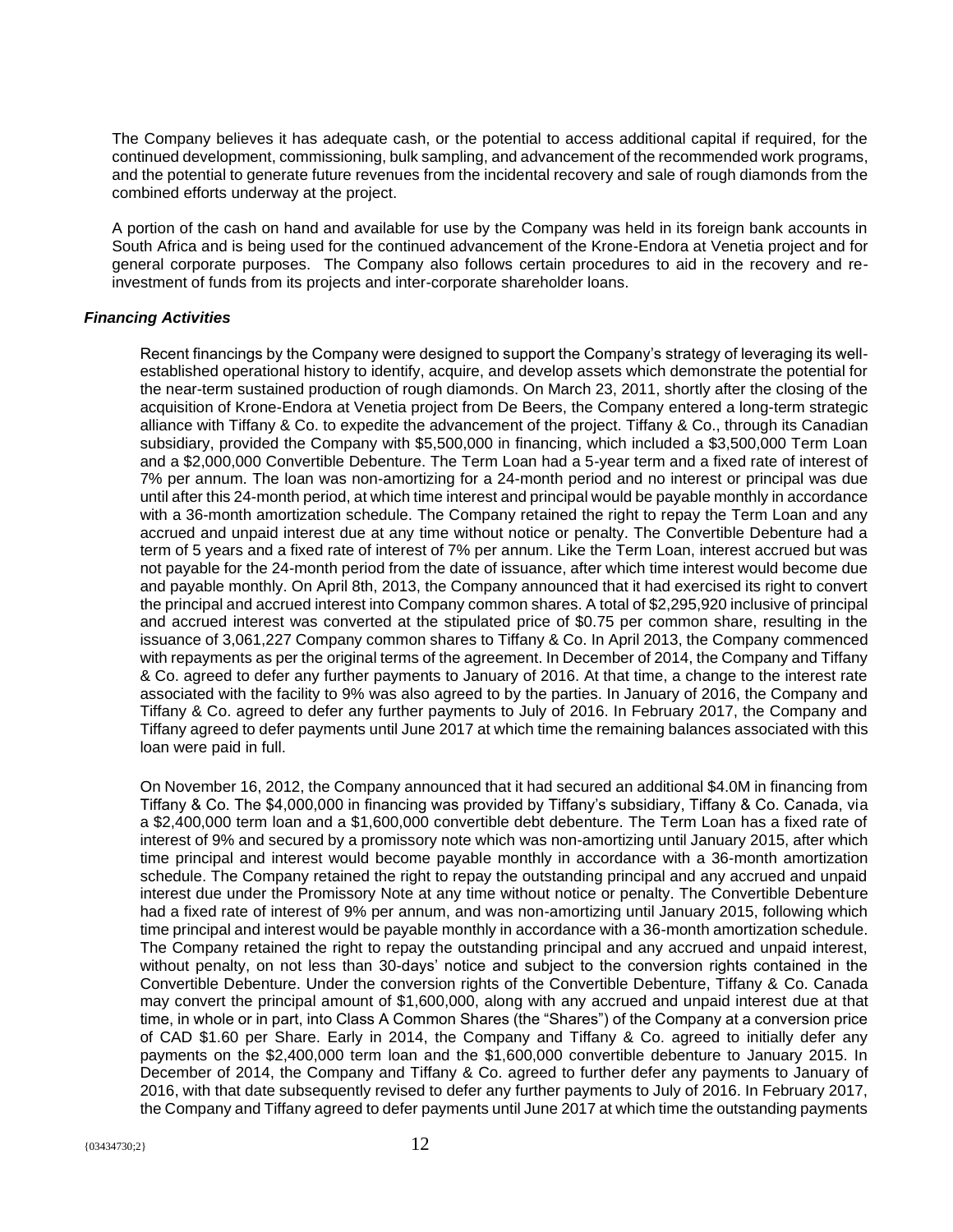The Company believes it has adequate cash, or the potential to access additional capital if required, for the continued development, commissioning, bulk sampling, and advancement of the recommended work programs, and the potential to generate future revenues from the incidental recovery and sale of rough diamonds from the combined efforts underway at the project.

A portion of the cash on hand and available for use by the Company was held in its foreign bank accounts in South Africa and is being used for the continued advancement of the Krone-Endora at Venetia project and for general corporate purposes. The Company also follows certain procedures to aid in the recovery and re-investment of funds from its projects and inter-corporate shareholder loans.

***Financing Activities***

Recent financings by the Company were designed to support the Company's strategy of leveraging its well-established operational history to identify, acquire, and develop assets which demonstrate the potential for the near-term sustained production of rough diamonds. On March 23, 2011, shortly after the closing of the acquisition of Krone-Endora at Venetia project from De Beers, the Company entered a long-term strategic alliance with Tiffany & Co. to expedite the advancement of the project. Tiffany & Co., through its Canadian subsidiary, provided the Company with $5,500,000 in financing, which included a $3,500,000 Term Loan and a $2,000,000 Convertible Debenture. The Term Loan had a 5-year term and a fixed rate of interest of 7% per annum. The loan was non-amortizing for a 24-month period and no interest or principal was due until after this 24-month period, at which time interest and principal would be payable monthly in accordance with a 36-month amortization schedule. The Company retained the right to repay the Term Loan and any accrued and unpaid interest due at any time without notice or penalty. The Convertible Debenture had a term of 5 years and a fixed rate of interest of 7% per annum. Like the Term Loan, interest accrued but was not payable for the 24-month period from the date of issuance, after which time interest would become due and payable monthly. On April 8th, 2013, the Company announced that it had exercised its right to convert the principal and accrued interest into Company common shares. A total of $2,295,920 inclusive of principal and accrued interest was converted at the stipulated price of $0.75 per common share, resulting in the issuance of 3,061,227 Company common shares to Tiffany & Co. In April 2013, the Company commenced with repayments as per the original terms of the agreement. In December of 2014, the Company and Tiffany & Co. agreed to defer any further payments to January of 2016. At that time, a change to the interest rate associated with the facility to 9% was also agreed to by the parties. In January of 2016, the Company and Tiffany & Co. agreed to defer any further payments to July of 2016. In February 2017, the Company and Tiffany agreed to defer payments until June 2017 at which time the remaining balances associated with this loan were paid in full.

On November 16, 2012, the Company announced that it had secured an additional $4.0M in financing from Tiffany & Co. The $4,000,000 in financing was provided by Tiffany's subsidiary, Tiffany & Co. Canada, via a $2,400,000 term loan and a $1,600,000 convertible debt debenture. The Term Loan has a fixed rate of interest of 9% and secured by a promissory note which was non-amortizing until January 2015, after which time principal and interest would become payable monthly in accordance with a 36-month amortization schedule. The Company retained the right to repay the outstanding principal and any accrued and unpaid interest due under the Promissory Note at any time without notice or penalty. The Convertible Debenture had a fixed rate of interest of 9% per annum, and was non-amortizing until January 2015, following which time principal and interest would be payable monthly in accordance with a 36-month amortization schedule. The Company retained the right to repay the outstanding principal and any accrued and unpaid interest, without penalty, on not less than 30-days' notice and subject to the conversion rights contained in the Convertible Debenture. Under the conversion rights of the Convertible Debenture, Tiffany & Co. Canada may convert the principal amount of $1,600,000, along with any accrued and unpaid interest due at that time, in whole or in part, into Class A Common Shares (the "Shares") of the Company at a conversion price of CAD $1.60 per Share. Early in 2014, the Company and Tiffany & Co. agreed to initially defer any payments on the $2,400,000 term loan and the $1,600,000 convertible debenture to January 2015. In December of 2014, the Company and Tiffany & Co. agreed to further defer any payments to January of 2016, with that date subsequently revised to defer any further payments to July of 2016. In February 2017, the Company and Tiffany agreed to defer payments until June 2017 at which time the outstanding payments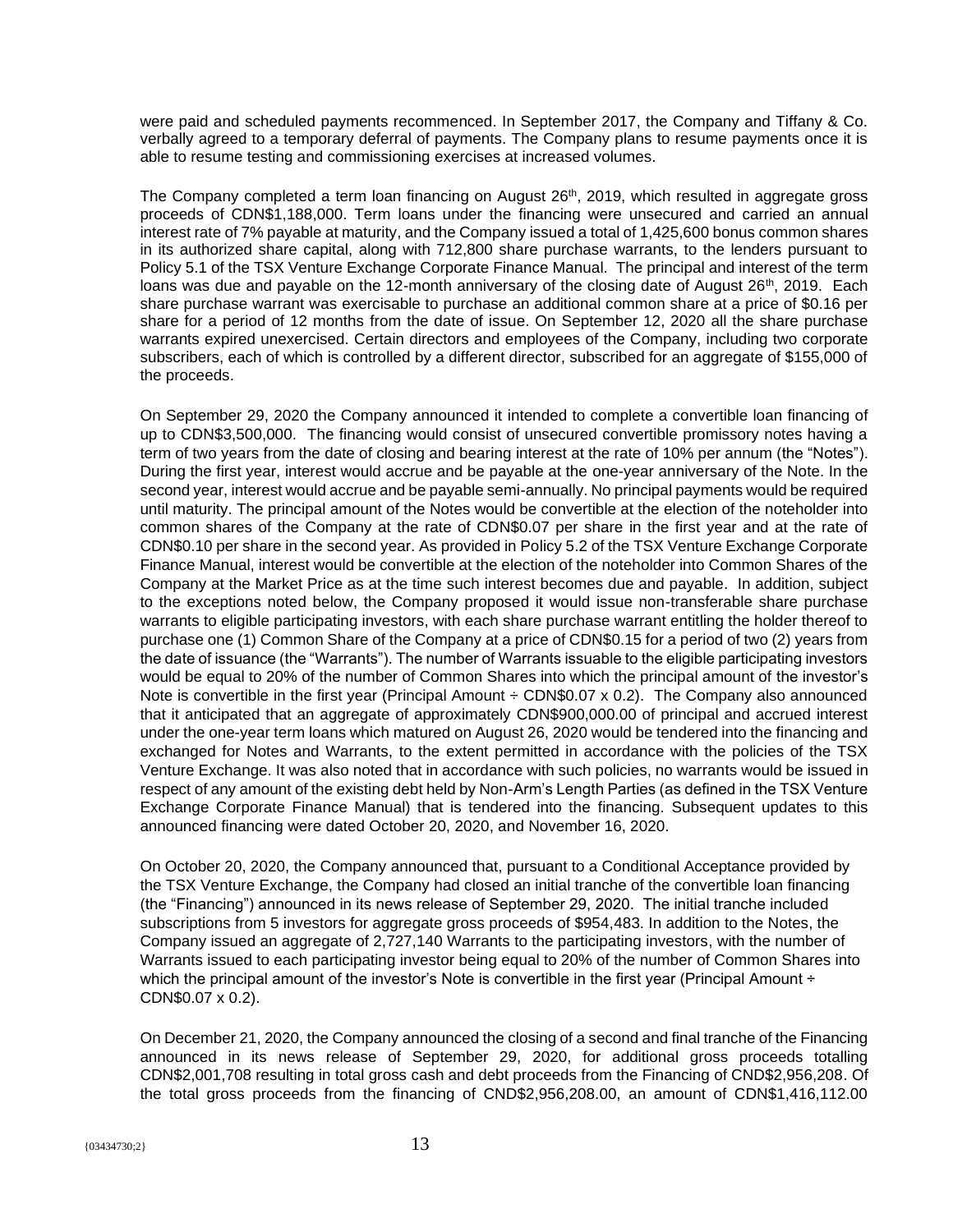were paid and scheduled payments recommenced. In September 2017, the Company and Tiffany & Co. verbally agreed to a temporary deferral of payments. The Company plans to resume payments once it is able to resume testing and commissioning exercises at increased volumes.

The Company completed a term loan financing on August 26th, 2019, which resulted in aggregate gross proceeds of CDN$1,188,000. Term loans under the financing were unsecured and carried an annual interest rate of 7% payable at maturity, and the Company issued a total of 1,425,600 bonus common shares in its authorized share capital, along with 712,800 share purchase warrants, to the lenders pursuant to Policy 5.1 of the TSX Venture Exchange Corporate Finance Manual. The principal and interest of the term loans was due and payable on the 12-month anniversary of the closing date of August 26th, 2019. Each share purchase warrant was exercisable to purchase an additional common share at a price of $0.16 per share for a period of 12 months from the date of issue. On September 12, 2020 all the share purchase warrants expired unexercised. Certain directors and employees of the Company, including two corporate subscribers, each of which is controlled by a different director, subscribed for an aggregate of $155,000 of the proceeds.

On September 29, 2020 the Company announced it intended to complete a convertible loan financing of up to CDN$3,500,000. The financing would consist of unsecured convertible promissory notes having a term of two years from the date of closing and bearing interest at the rate of 10% per annum (the "Notes"). During the first year, interest would accrue and be payable at the one-year anniversary of the Note. In the second year, interest would accrue and be payable semi-annually. No principal payments would be required until maturity. The principal amount of the Notes would be convertible at the election of the noteholder into common shares of the Company at the rate of CDN$0.07 per share in the first year and at the rate of CDN$0.10 per share in the second year. As provided in Policy 5.2 of the TSX Venture Exchange Corporate Finance Manual, interest would be convertible at the election of the noteholder into Common Shares of the Company at the Market Price as at the time such interest becomes due and payable. In addition, subject to the exceptions noted below, the Company proposed it would issue non-transferable share purchase warrants to eligible participating investors, with each share purchase warrant entitling the holder thereof to purchase one (1) Common Share of the Company at a price of CDN$0.15 for a period of two (2) years from the date of issuance (the "Warrants"). The number of Warrants issuable to the eligible participating investors would be equal to 20% of the number of Common Shares into which the principal amount of the investor's Note is convertible in the first year (Principal Amount ÷ CDN$0.07 x 0.2). The Company also announced that it anticipated that an aggregate of approximately CDN$900,000.00 of principal and accrued interest under the one-year term loans which matured on August 26, 2020 would be tendered into the financing and exchanged for Notes and Warrants, to the extent permitted in accordance with the policies of the TSX Venture Exchange. It was also noted that in accordance with such policies, no warrants would be issued in respect of any amount of the existing debt held by Non-Arm's Length Parties (as defined in the TSX Venture Exchange Corporate Finance Manual) that is tendered into the financing. Subsequent updates to this announced financing were dated October 20, 2020, and November 16, 2020.

On October 20, 2020, the Company announced that, pursuant to a Conditional Acceptance provided by the TSX Venture Exchange, the Company had closed an initial tranche of the convertible loan financing (the "Financing") announced in its news release of September 29, 2020. The initial tranche included subscriptions from 5 investors for aggregate gross proceeds of $954,483. In addition to the Notes, the Company issued an aggregate of 2,727,140 Warrants to the participating investors, with the number of Warrants issued to each participating investor being equal to 20% of the number of Common Shares into which the principal amount of the investor's Note is convertible in the first year (Principal Amount ÷ CDN$0.07 x 0.2).

On December 21, 2020, the Company announced the closing of a second and final tranche of the Financing announced in its news release of September 29, 2020, for additional gross proceeds totalling CDN$2,001,708 resulting in total gross cash and debt proceeds from the Financing of CND$2,956,208. Of the total gross proceeds from the financing of CND$2,956,208.00, an amount of CDN$1,416,112.00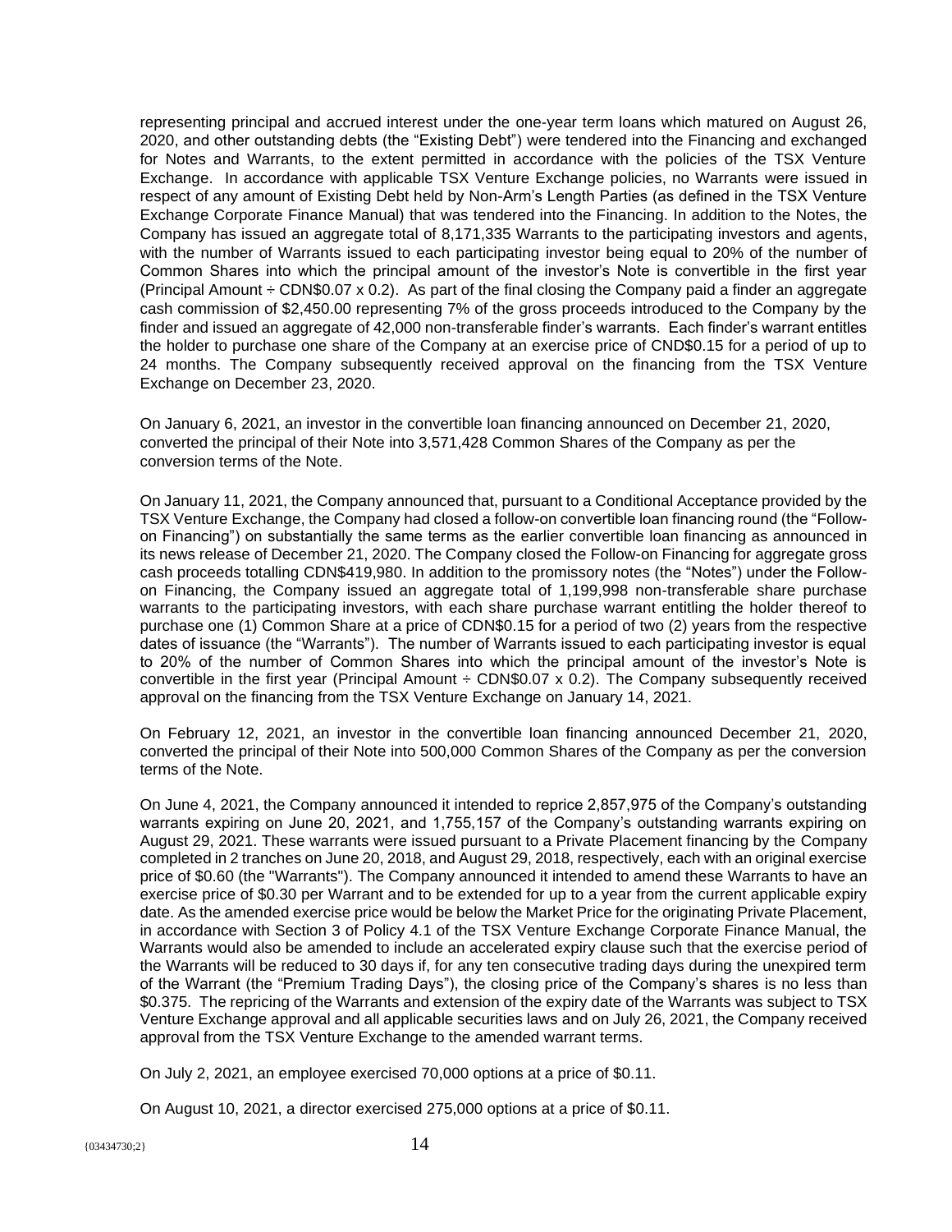representing principal and accrued interest under the one-year term loans which matured on August 26, 2020, and other outstanding debts (the "Existing Debt") were tendered into the Financing and exchanged for Notes and Warrants, to the extent permitted in accordance with the policies of the TSX Venture Exchange. In accordance with applicable TSX Venture Exchange policies, no Warrants were issued in respect of any amount of Existing Debt held by Non-Arm's Length Parties (as defined in the TSX Venture Exchange Corporate Finance Manual) that was tendered into the Financing. In addition to the Notes, the Company has issued an aggregate total of 8,171,335 Warrants to the participating investors and agents, with the number of Warrants issued to each participating investor being equal to 20% of the number of Common Shares into which the principal amount of the investor's Note is convertible in the first year (Principal Amount ÷ CDN$0.07 x 0.2). As part of the final closing the Company paid a finder an aggregate cash commission of $2,450.00 representing 7% of the gross proceeds introduced to the Company by the finder and issued an aggregate of 42,000 non-transferable finder's warrants. Each finder's warrant entitles the holder to purchase one share of the Company at an exercise price of CND$0.15 for a period of up to 24 months. The Company subsequently received approval on the financing from the TSX Venture Exchange on December 23, 2020.

On January 6, 2021, an investor in the convertible loan financing announced on December 21, 2020, converted the principal of their Note into 3,571,428 Common Shares of the Company as per the conversion terms of the Note.

On January 11, 2021, the Company announced that, pursuant to a Conditional Acceptance provided by the TSX Venture Exchange, the Company had closed a follow-on convertible loan financing round (the "Follow-on Financing") on substantially the same terms as the earlier convertible loan financing as announced in its news release of December 21, 2020. The Company closed the Follow-on Financing for aggregate gross cash proceeds totalling CDN$419,980. In addition to the promissory notes (the "Notes") under the Follow-on Financing, the Company issued an aggregate total of 1,199,998 non-transferable share purchase warrants to the participating investors, with each share purchase warrant entitling the holder thereof to purchase one (1) Common Share at a price of CDN$0.15 for a period of two (2) years from the respective dates of issuance (the "Warrants"). The number of Warrants issued to each participating investor is equal to 20% of the number of Common Shares into which the principal amount of the investor's Note is convertible in the first year (Principal Amount ÷ CDN$0.07 x 0.2). The Company subsequently received approval on the financing from the TSX Venture Exchange on January 14, 2021.

On February 12, 2021, an investor in the convertible loan financing announced December 21, 2020, converted the principal of their Note into 500,000 Common Shares of the Company as per the conversion terms of the Note.

On June 4, 2021, the Company announced it intended to reprice 2,857,975 of the Company's outstanding warrants expiring on June 20, 2021, and 1,755,157 of the Company's outstanding warrants expiring on August 29, 2021. These warrants were issued pursuant to a Private Placement financing by the Company completed in 2 tranches on June 20, 2018, and August 29, 2018, respectively, each with an original exercise price of $0.60 (the "Warrants"). The Company announced it intended to amend these Warrants to have an exercise price of $0.30 per Warrant and to be extended for up to a year from the current applicable expiry date. As the amended exercise price would be below the Market Price for the originating Private Placement, in accordance with Section 3 of Policy 4.1 of the TSX Venture Exchange Corporate Finance Manual, the Warrants would also be amended to include an accelerated expiry clause such that the exercise period of the Warrants will be reduced to 30 days if, for any ten consecutive trading days during the unexpired term of the Warrant (the "Premium Trading Days"), the closing price of the Company's shares is no less than $0.375. The repricing of the Warrants and extension of the expiry date of the Warrants was subject to TSX Venture Exchange approval and all applicable securities laws and on July 26, 2021, the Company received approval from the TSX Venture Exchange to the amended warrant terms.

On July 2, 2021, an employee exercised 70,000 options at a price of $0.11.

On August 10, 2021, a director exercised 275,000 options at a price of $0.11.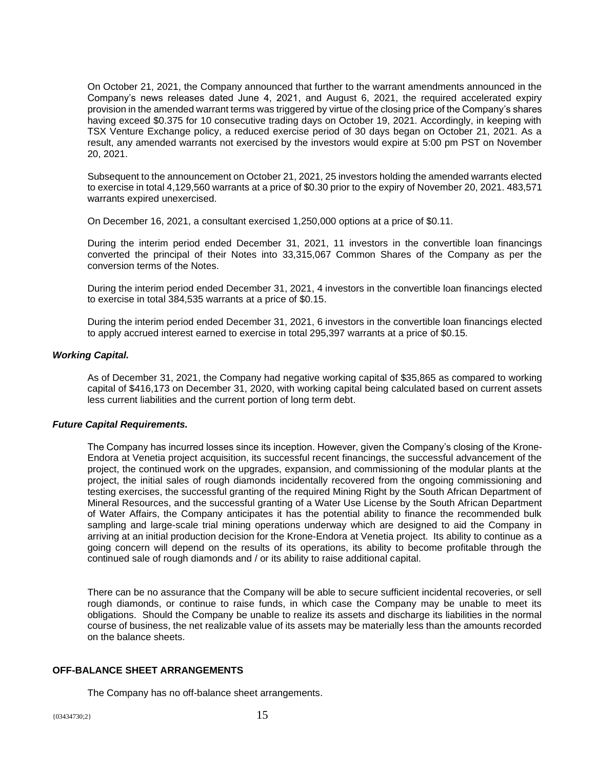On October 21, 2021, the Company announced that further to the warrant amendments announced in the Company's news releases dated June 4, 2021, and August 6, 2021, the required accelerated expiry provision in the amended warrant terms was triggered by virtue of the closing price of the Company's shares having exceed $0.375 for 10 consecutive trading days on October 19, 2021. Accordingly, in keeping with TSX Venture Exchange policy, a reduced exercise period of 30 days began on October 21, 2021. As a result, any amended warrants not exercised by the investors would expire at 5:00 pm PST on November 20, 2021.

Subsequent to the announcement on October 21, 2021, 25 investors holding the amended warrants elected to exercise in total 4,129,560 warrants at a price of $0.30 prior to the expiry of November 20, 2021. 483,571 warrants expired unexercised.

On December 16, 2021, a consultant exercised 1,250,000 options at a price of $0.11.

During the interim period ended December 31, 2021, 11 investors in the convertible loan financings converted the principal of their Notes into 33,315,067 Common Shares of the Company as per the conversion terms of the Notes.

During the interim period ended December 31, 2021, 4 investors in the convertible loan financings elected to exercise in total 384,535 warrants at a price of $0.15.

During the interim period ended December 31, 2021, 6 investors in the convertible loan financings elected to apply accrued interest earned to exercise in total 295,397 warrants at a price of $0.15.

***Working Capital.***

As of December 31, 2021, the Company had negative working capital of $35,865 as compared to working capital of $416,173 on December 31, 2020, with working capital being calculated based on current assets less current liabilities and the current portion of long term debt.

***Future Capital Requirements.***

The Company has incurred losses since its inception. However, given the Company's closing of the Krone-Endora at Venetia project acquisition, its successful recent financings, the successful advancement of the project, the continued work on the upgrades, expansion, and commissioning of the modular plants at the project, the initial sales of rough diamonds incidentally recovered from the ongoing commissioning and testing exercises, the successful granting of the required Mining Right by the South African Department of Mineral Resources, and the successful granting of a Water Use License by the South African Department of Water Affairs, the Company anticipates it has the potential ability to finance the recommended bulk sampling and large-scale trial mining operations underway which are designed to aid the Company in arriving at an initial production decision for the Krone-Endora at Venetia project. Its ability to continue as a going concern will depend on the results of its operations, its ability to become profitable through the continued sale of rough diamonds and / or its ability to raise additional capital.

There can be no assurance that the Company will be able to secure sufficient incidental recoveries, or sell rough diamonds, or continue to raise funds, in which case the Company may be unable to meet its obligations. Should the Company be unable to realize its assets and discharge its liabilities in the normal course of business, the net realizable value of its assets may be materially less than the amounts recorded on the balance sheets.

## OFF-BALANCE SHEET ARRANGEMENTS

The Company has no off-balance sheet arrangements.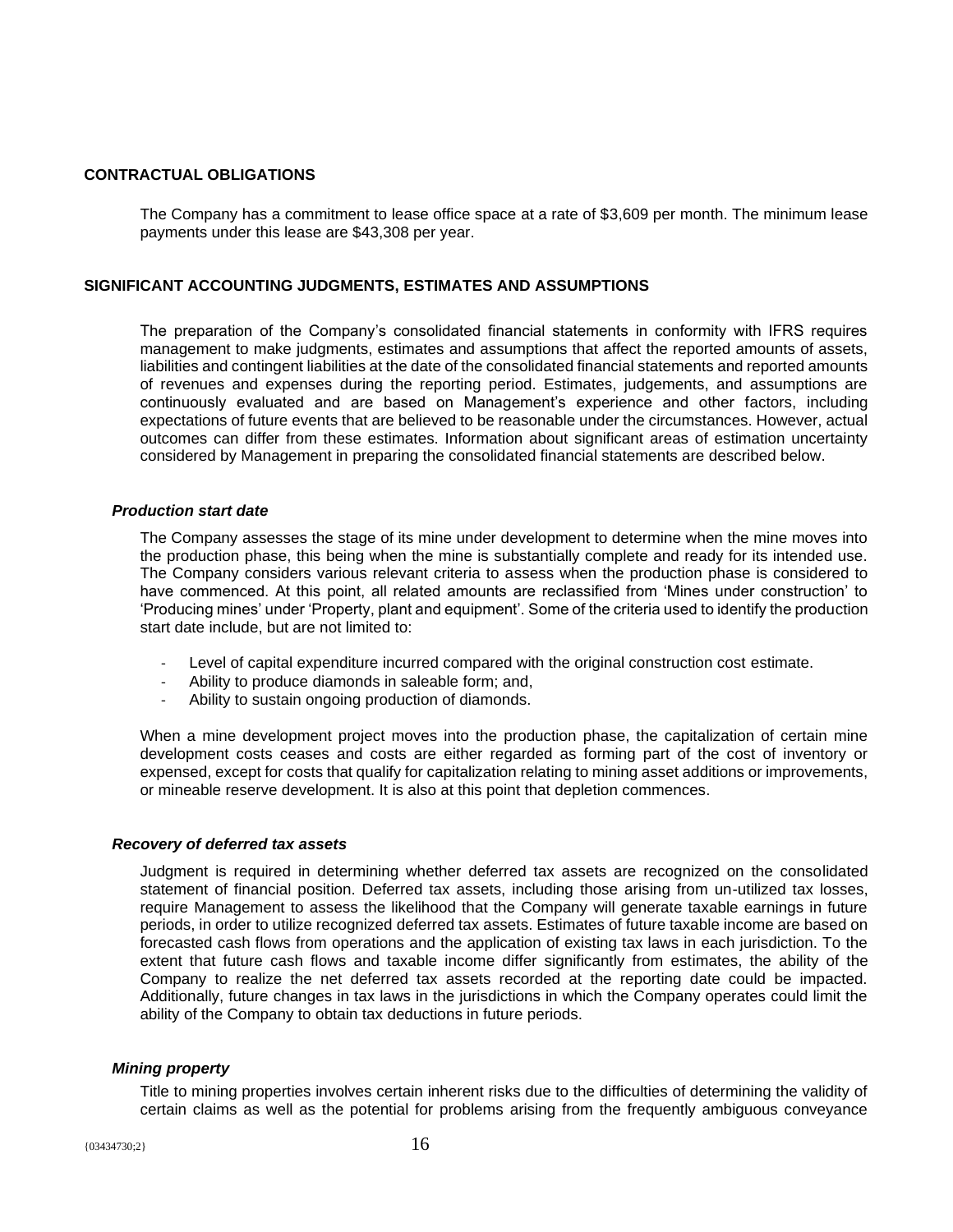## CONTRACTUAL OBLIGATIONS

The Company has a commitment to lease office space at a rate of $3,609 per month. The minimum lease payments under this lease are $43,308 per year.

## SIGNIFICANT ACCOUNTING JUDGMENTS, ESTIMATES AND ASSUMPTIONS

The preparation of the Company's consolidated financial statements in conformity with IFRS requires management to make judgments, estimates and assumptions that affect the reported amounts of assets, liabilities and contingent liabilities at the date of the consolidated financial statements and reported amounts of revenues and expenses during the reporting period. Estimates, judgements, and assumptions are continuously evaluated and are based on Management's experience and other factors, including expectations of future events that are believed to be reasonable under the circumstances. However, actual outcomes can differ from these estimates. Information about significant areas of estimation uncertainty considered by Management in preparing the consolidated financial statements are described below.

### *Production start date*

The Company assesses the stage of its mine under development to determine when the mine moves into the production phase, this being when the mine is substantially complete and ready for its intended use. The Company considers various relevant criteria to assess when the production phase is considered to have commenced. At this point, all related amounts are reclassified from 'Mines under construction' to 'Producing mines' under 'Property, plant and equipment'. Some of the criteria used to identify the production start date include, but are not limited to:

- Level of capital expenditure incurred compared with the original construction cost estimate.
- Ability to produce diamonds in saleable form; and,
- Ability to sustain ongoing production of diamonds.

When a mine development project moves into the production phase, the capitalization of certain mine development costs ceases and costs are either regarded as forming part of the cost of inventory or expensed, except for costs that qualify for capitalization relating to mining asset additions or improvements, or mineable reserve development. It is also at this point that depletion commences.

### *Recovery of deferred tax assets*

Judgment is required in determining whether deferred tax assets are recognized on the consolidated statement of financial position. Deferred tax assets, including those arising from un-utilized tax losses, require Management to assess the likelihood that the Company will generate taxable earnings in future periods, in order to utilize recognized deferred tax assets. Estimates of future taxable income are based on forecasted cash flows from operations and the application of existing tax laws in each jurisdiction. To the extent that future cash flows and taxable income differ significantly from estimates, the ability of the Company to realize the net deferred tax assets recorded at the reporting date could be impacted. Additionally, future changes in tax laws in the jurisdictions in which the Company operates could limit the ability of the Company to obtain tax deductions in future periods.

### *Mining property*

Title to mining properties involves certain inherent risks due to the difficulties of determining the validity of certain claims as well as the potential for problems arising from the frequently ambiguous conveyance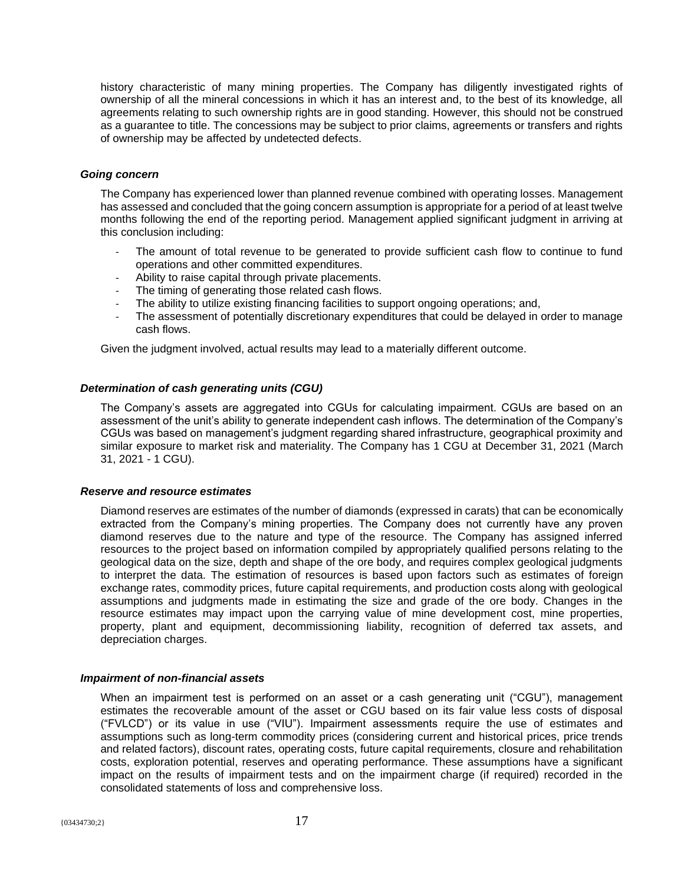history characteristic of many mining properties. The Company has diligently investigated rights of ownership of all the mineral concessions in which it has an interest and, to the best of its knowledge, all agreements relating to such ownership rights are in good standing. However, this should not be construed as a guarantee to title. The concessions may be subject to prior claims, agreements or transfers and rights of ownership may be affected by undetected defects.

### *Going concern*

The Company has experienced lower than planned revenue combined with operating losses. Management has assessed and concluded that the going concern assumption is appropriate for a period of at least twelve months following the end of the reporting period. Management applied significant judgment in arriving at this conclusion including:

- The amount of total revenue to be generated to provide sufficient cash flow to continue to fund operations and other committed expenditures.
- Ability to raise capital through private placements.
- The timing of generating those related cash flows.
- The ability to utilize existing financing facilities to support ongoing operations; and,
- The assessment of potentially discretionary expenditures that could be delayed in order to manage cash flows.

Given the judgment involved, actual results may lead to a materially different outcome.

### *Determination of cash generating units (CGU)*

The Company's assets are aggregated into CGUs for calculating impairment. CGUs are based on an assessment of the unit's ability to generate independent cash inflows. The determination of the Company's CGUs was based on management's judgment regarding shared infrastructure, geographical proximity and similar exposure to market risk and materiality. The Company has 1 CGU at December 31, 2021 (March 31, 2021 - 1 CGU).

### *Reserve and resource estimates*

Diamond reserves are estimates of the number of diamonds (expressed in carats) that can be economically extracted from the Company's mining properties. The Company does not currently have any proven diamond reserves due to the nature and type of the resource. The Company has assigned inferred resources to the project based on information compiled by appropriately qualified persons relating to the geological data on the size, depth and shape of the ore body, and requires complex geological judgments to interpret the data. The estimation of resources is based upon factors such as estimates of foreign exchange rates, commodity prices, future capital requirements, and production costs along with geological assumptions and judgments made in estimating the size and grade of the ore body. Changes in the resource estimates may impact upon the carrying value of mine development cost, mine properties, property, plant and equipment, decommissioning liability, recognition of deferred tax assets, and depreciation charges.

### *Impairment of non-financial assets*

When an impairment test is performed on an asset or a cash generating unit ("CGU"), management estimates the recoverable amount of the asset or CGU based on its fair value less costs of disposal ("FVLCD") or its value in use ("VIU"). Impairment assessments require the use of estimates and assumptions such as long-term commodity prices (considering current and historical prices, price trends and related factors), discount rates, operating costs, future capital requirements, closure and rehabilitation costs, exploration potential, reserves and operating performance. These assumptions have a significant impact on the results of impairment tests and on the impairment charge (if required) recorded in the consolidated statements of loss and comprehensive loss.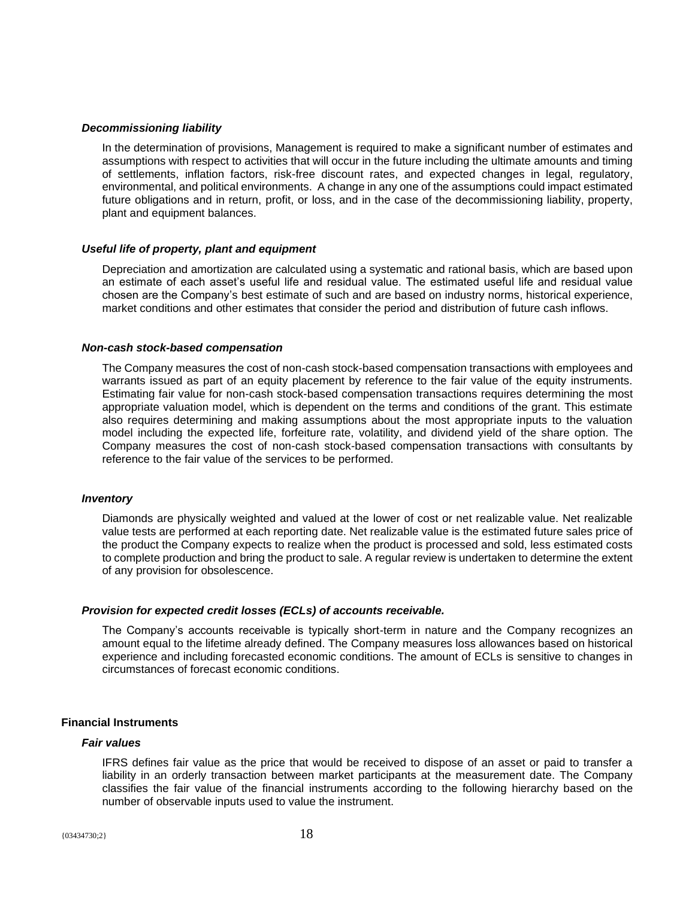### *Decommissioning liability*

In the determination of provisions, Management is required to make a significant number of estimates and assumptions with respect to activities that will occur in the future including the ultimate amounts and timing of settlements, inflation factors, risk-free discount rates, and expected changes in legal, regulatory, environmental, and political environments. A change in any one of the assumptions could impact estimated future obligations and in return, profit, or loss, and in the case of the decommissioning liability, property, plant and equipment balances.

### *Useful life of property, plant and equipment*

Depreciation and amortization are calculated using a systematic and rational basis, which are based upon an estimate of each asset's useful life and residual value. The estimated useful life and residual value chosen are the Company's best estimate of such and are based on industry norms, historical experience, market conditions and other estimates that consider the period and distribution of future cash inflows.

### *Non-cash stock-based compensation*

The Company measures the cost of non-cash stock-based compensation transactions with employees and warrants issued as part of an equity placement by reference to the fair value of the equity instruments. Estimating fair value for non-cash stock-based compensation transactions requires determining the most appropriate valuation model, which is dependent on the terms and conditions of the grant. This estimate also requires determining and making assumptions about the most appropriate inputs to the valuation model including the expected life, forfeiture rate, volatility, and dividend yield of the share option. The Company measures the cost of non-cash stock-based compensation transactions with consultants by reference to the fair value of the services to be performed.

### *Inventory*

Diamonds are physically weighted and valued at the lower of cost or net realizable value. Net realizable value tests are performed at each reporting date. Net realizable value is the estimated future sales price of the product the Company expects to realize when the product is processed and sold, less estimated costs to complete production and bring the product to sale. A regular review is undertaken to determine the extent of any provision for obsolescence.

### *Provision for expected credit losses (ECLs) of accounts receivable.*

The Company's accounts receivable is typically short-term in nature and the Company recognizes an amount equal to the lifetime already defined. The Company measures loss allowances based on historical experience and including forecasted economic conditions. The amount of ECLs is sensitive to changes in circumstances of forecast economic conditions.

## Financial Instruments

### *Fair values*

IFRS defines fair value as the price that would be received to dispose of an asset or paid to transfer a liability in an orderly transaction between market participants at the measurement date. The Company classifies the fair value of the financial instruments according to the following hierarchy based on the number of observable inputs used to value the instrument.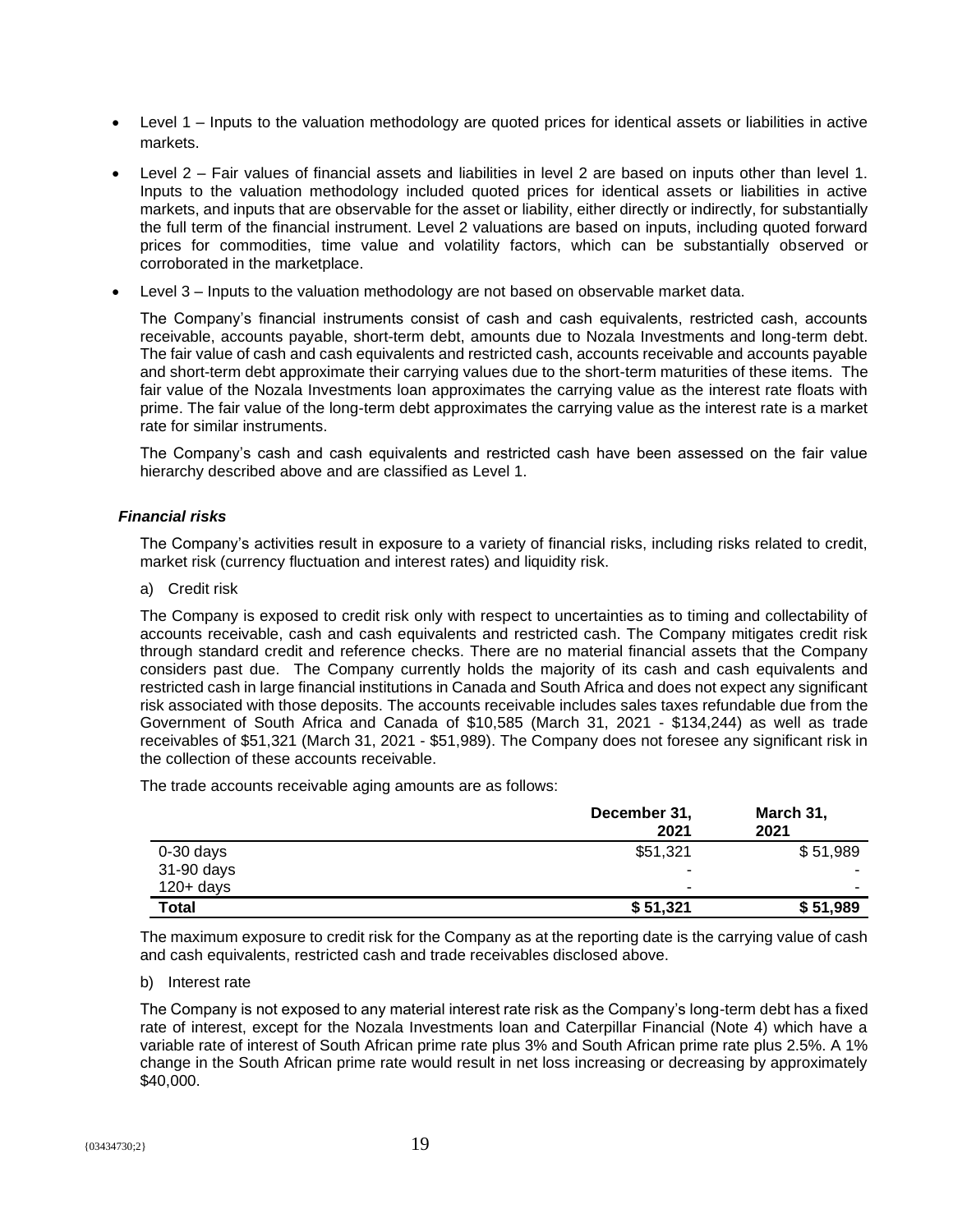- Level 1 – Inputs to the valuation methodology are quoted prices for identical assets or liabilities in active markets.
- Level 2 – Fair values of financial assets and liabilities in level 2 are based on inputs other than level 1. Inputs to the valuation methodology included quoted prices for identical assets or liabilities in active markets, and inputs that are observable for the asset or liability, either directly or indirectly, for substantially the full term of the financial instrument. Level 2 valuations are based on inputs, including quoted forward prices for commodities, time value and volatility factors, which can be substantially observed or corroborated in the marketplace.
- Level 3 – Inputs to the valuation methodology are not based on observable market data.

The Company's financial instruments consist of cash and cash equivalents, restricted cash, accounts receivable, accounts payable, short-term debt, amounts due to Nozala Investments and long-term debt. The fair value of cash and cash equivalents and restricted cash, accounts receivable and accounts payable and short-term debt approximate their carrying values due to the short-term maturities of these items. The fair value of the Nozala Investments loan approximates the carrying value as the interest rate floats with prime. The fair value of the long-term debt approximates the carrying value as the interest rate is a market rate for similar instruments.

The Company's cash and cash equivalents and restricted cash have been assessed on the fair value hierarchy described above and are classified as Level 1.

***Financial risks***

The Company's activities result in exposure to a variety of financial risks, including risks related to credit, market risk (currency fluctuation and interest rates) and liquidity risk.

a) Credit risk

The Company is exposed to credit risk only with respect to uncertainties as to timing and collectability of accounts receivable, cash and cash equivalents and restricted cash. The Company mitigates credit risk through standard credit and reference checks. There are no material financial assets that the Company considers past due. The Company currently holds the majority of its cash and cash equivalents and restricted cash in large financial institutions in Canada and South Africa and does not expect any significant risk associated with those deposits. The accounts receivable includes sales taxes refundable due from the Government of South Africa and Canada of $10,585 (March 31, 2021 - $134,244) as well as trade receivables of $51,321 (March 31, 2021 - $51,989). The Company does not foresee any significant risk in the collection of these accounts receivable.

The trade accounts receivable aging amounts are as follows:

| | December 31, 2021 | March 31, 2021 |
|---|---|---|
| 0-30 days | $51,321 | $ 51,989 |
| 31-90 days | - | - |
| 120+ days | - | - |
| **Total** | **$ 51,321** | **$ 51,989** |

The maximum exposure to credit risk for the Company as at the reporting date is the carrying value of cash and cash equivalents, restricted cash and trade receivables disclosed above.

b) Interest rate

The Company is not exposed to any material interest rate risk as the Company's long-term debt has a fixed rate of interest, except for the Nozala Investments loan and Caterpillar Financial (Note 4) which have a variable rate of interest of South African prime rate plus 3% and South African prime rate plus 2.5%. A 1% change in the South African prime rate would result in net loss increasing or decreasing by approximately $40,000.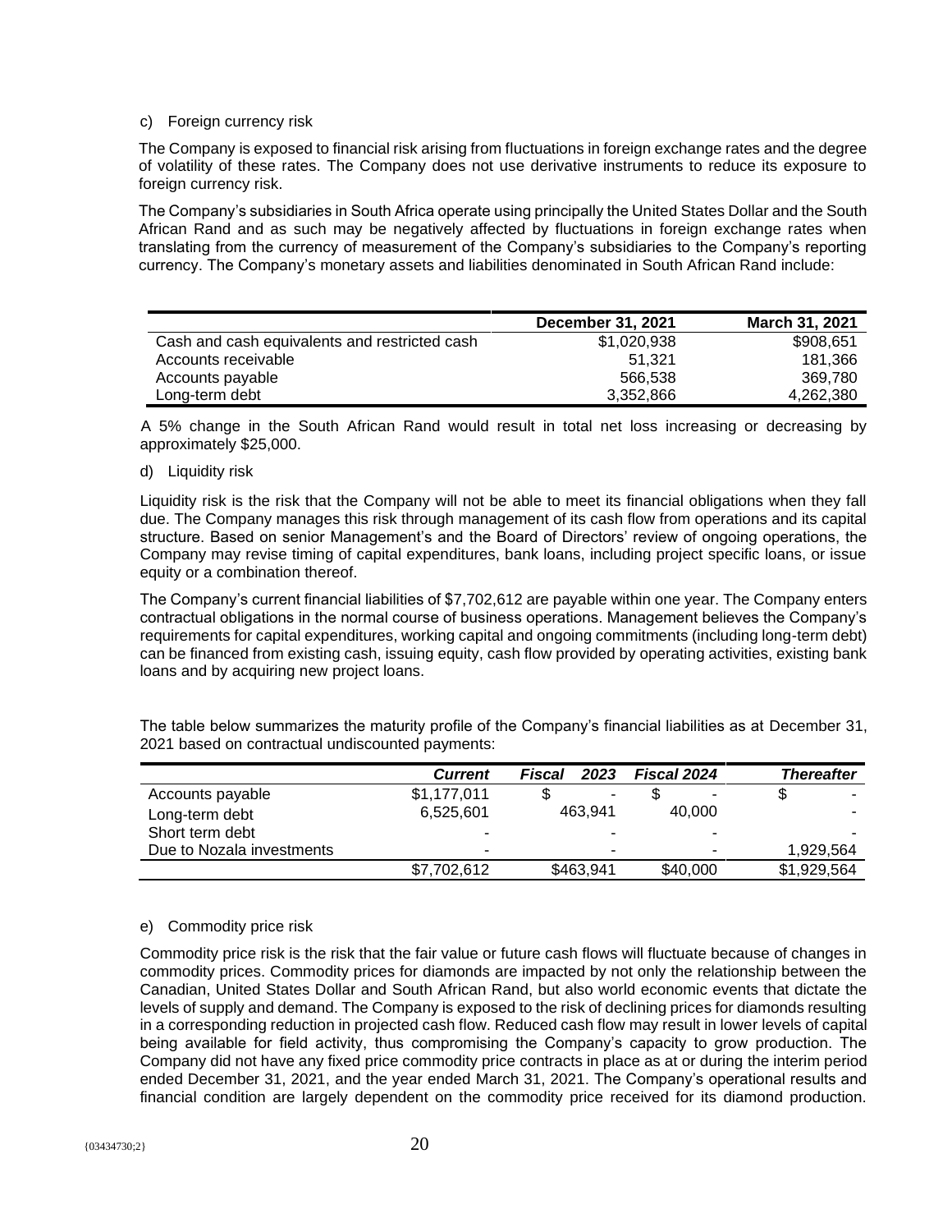c) Foreign currency risk

The Company is exposed to financial risk arising from fluctuations in foreign exchange rates and the degree of volatility of these rates. The Company does not use derivative instruments to reduce its exposure to foreign currency risk.

The Company's subsidiaries in South Africa operate using principally the United States Dollar and the South African Rand and as such may be negatively affected by fluctuations in foreign exchange rates when translating from the currency of measurement of the Company's subsidiaries to the Company's reporting currency. The Company's monetary assets and liabilities denominated in South African Rand include:

| | **December 31, 2021** | **March 31, 2021** |
|---|---|---|
| Cash and cash equivalents and restricted cash | $1,020,938 | $908,651 |
| Accounts receivable | 51,321 | 181,366 |
| Accounts payable | 566,538 | 369,780 |
| Long-term debt | 3,352,866 | 4,262,380 |

A 5% change in the South African Rand would result in total net loss increasing or decreasing by approximately $25,000.

d) Liquidity risk

Liquidity risk is the risk that the Company will not be able to meet its financial obligations when they fall due. The Company manages this risk through management of its cash flow from operations and its capital structure. Based on senior Management's and the Board of Directors' review of ongoing operations, the Company may revise timing of capital expenditures, bank loans, including project specific loans, or issue equity or a combination thereof.

The Company's current financial liabilities of $7,702,612 are payable within one year. The Company enters contractual obligations in the normal course of business operations. Management believes the Company's requirements for capital expenditures, working capital and ongoing commitments (including long-term debt) can be financed from existing cash, issuing equity, cash flow provided by operating activities, existing bank loans and by acquiring new project loans.

The table below summarizes the maturity profile of the Company's financial liabilities as at December 31, 2021 based on contractual undiscounted payments:

| | ***Current*** | ***Fiscal 2023*** | ***Fiscal 2024*** | ***Thereafter*** |
|---|---|---|---|---|
| Accounts payable | $1,177,011 | $ - | $ - | $ - |
| Long-term debt | 6,525,601 | 463,941 | 40,000 | - |
| Short term debt | - | - | - | - |
| Due to Nozala investments | - | - | - | 1,929,564 |
| | $7,702,612 | $463,941 | $40,000 | $1,929,564 |

e) Commodity price risk

Commodity price risk is the risk that the fair value or future cash flows will fluctuate because of changes in commodity prices. Commodity prices for diamonds are impacted by not only the relationship between the Canadian, United States Dollar and South African Rand, but also world economic events that dictate the levels of supply and demand. The Company is exposed to the risk of declining prices for diamonds resulting in a corresponding reduction in projected cash flow. Reduced cash flow may result in lower levels of capital being available for field activity, thus compromising the Company's capacity to grow production. The Company did not have any fixed price commodity price contracts in place as at or during the interim period ended December 31, 2021, and the year ended March 31, 2021. The Company's operational results and financial condition are largely dependent on the commodity price received for its diamond production.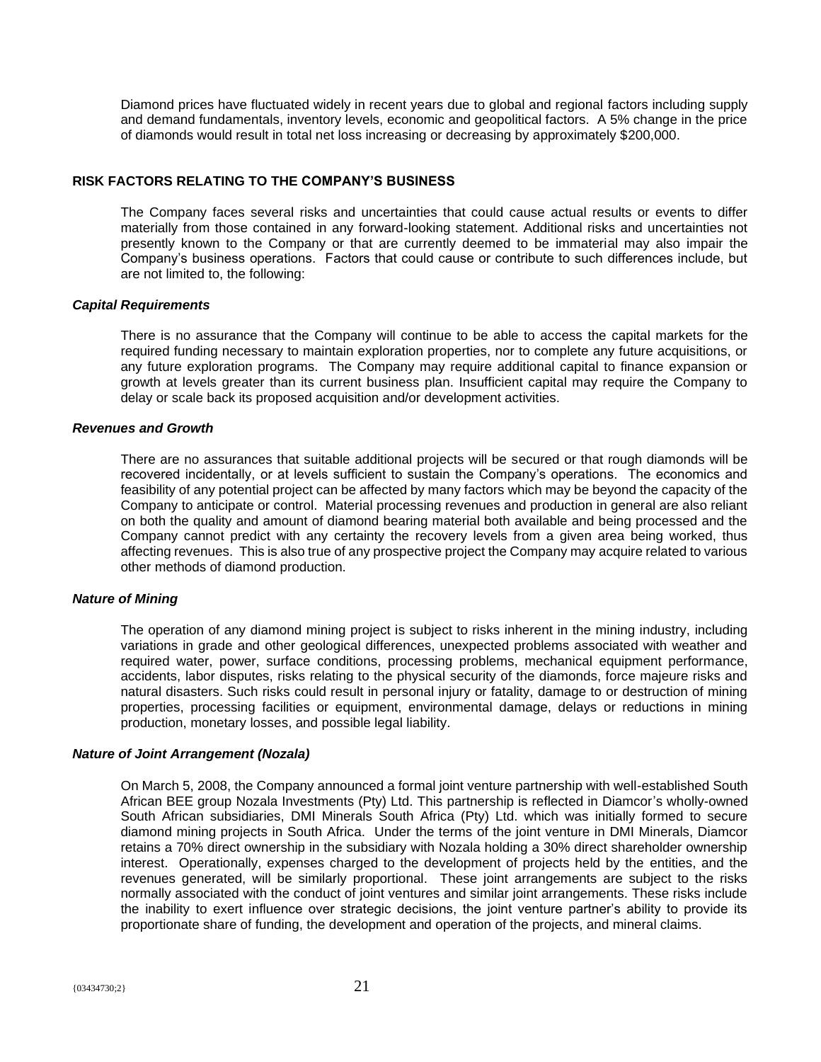Diamond prices have fluctuated widely in recent years due to global and regional factors including supply and demand fundamentals, inventory levels, economic and geopolitical factors. A 5% change in the price of diamonds would result in total net loss increasing or decreasing by approximately $200,000.

## RISK FACTORS RELATING TO THE COMPANY'S BUSINESS

The Company faces several risks and uncertainties that could cause actual results or events to differ materially from those contained in any forward-looking statement. Additional risks and uncertainties not presently known to the Company or that are currently deemed to be immaterial may also impair the Company's business operations. Factors that could cause or contribute to such differences include, but are not limited to, the following:

### *Capital Requirements*

There is no assurance that the Company will continue to be able to access the capital markets for the required funding necessary to maintain exploration properties, nor to complete any future acquisitions, or any future exploration programs. The Company may require additional capital to finance expansion or growth at levels greater than its current business plan. Insufficient capital may require the Company to delay or scale back its proposed acquisition and/or development activities.

### *Revenues and Growth*

There are no assurances that suitable additional projects will be secured or that rough diamonds will be recovered incidentally, or at levels sufficient to sustain the Company's operations. The economics and feasibility of any potential project can be affected by many factors which may be beyond the capacity of the Company to anticipate or control. Material processing revenues and production in general are also reliant on both the quality and amount of diamond bearing material both available and being processed and the Company cannot predict with any certainty the recovery levels from a given area being worked, thus affecting revenues. This is also true of any prospective project the Company may acquire related to various other methods of diamond production.

### *Nature of Mining*

The operation of any diamond mining project is subject to risks inherent in the mining industry, including variations in grade and other geological differences, unexpected problems associated with weather and required water, power, surface conditions, processing problems, mechanical equipment performance, accidents, labor disputes, risks relating to the physical security of the diamonds, force majeure risks and natural disasters. Such risks could result in personal injury or fatality, damage to or destruction of mining properties, processing facilities or equipment, environmental damage, delays or reductions in mining production, monetary losses, and possible legal liability.

### *Nature of Joint Arrangement (Nozala)*

On March 5, 2008, the Company announced a formal joint venture partnership with well-established South African BEE group Nozala Investments (Pty) Ltd. This partnership is reflected in Diamcor's wholly-owned South African subsidiaries, DMI Minerals South Africa (Pty) Ltd. which was initially formed to secure diamond mining projects in South Africa. Under the terms of the joint venture in DMI Minerals, Diamcor retains a 70% direct ownership in the subsidiary with Nozala holding a 30% direct shareholder ownership interest. Operationally, expenses charged to the development of projects held by the entities, and the revenues generated, will be similarly proportional. These joint arrangements are subject to the risks normally associated with the conduct of joint ventures and similar joint arrangements. These risks include the inability to exert influence over strategic decisions, the joint venture partner's ability to provide its proportionate share of funding, the development and operation of the projects, and mineral claims.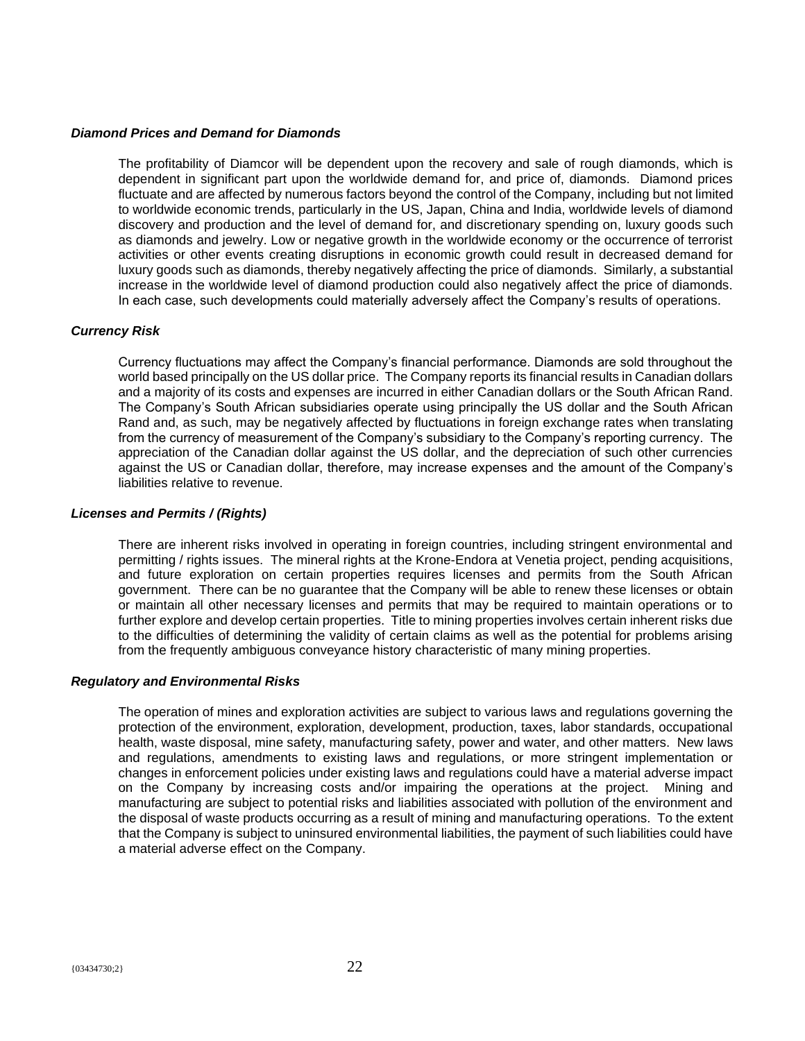***Diamond Prices and Demand for Diamonds***

The profitability of Diamcor will be dependent upon the recovery and sale of rough diamonds, which is dependent in significant part upon the worldwide demand for, and price of, diamonds. Diamond prices fluctuate and are affected by numerous factors beyond the control of the Company, including but not limited to worldwide economic trends, particularly in the US, Japan, China and India, worldwide levels of diamond discovery and production and the level of demand for, and discretionary spending on, luxury goods such as diamonds and jewelry. Low or negative growth in the worldwide economy or the occurrence of terrorist activities or other events creating disruptions in economic growth could result in decreased demand for luxury goods such as diamonds, thereby negatively affecting the price of diamonds. Similarly, a substantial increase in the worldwide level of diamond production could also negatively affect the price of diamonds. In each case, such developments could materially adversely affect the Company's results of operations.

***Currency Risk***

Currency fluctuations may affect the Company's financial performance. Diamonds are sold throughout the world based principally on the US dollar price. The Company reports its financial results in Canadian dollars and a majority of its costs and expenses are incurred in either Canadian dollars or the South African Rand. The Company's South African subsidiaries operate using principally the US dollar and the South African Rand and, as such, may be negatively affected by fluctuations in foreign exchange rates when translating from the currency of measurement of the Company's subsidiary to the Company's reporting currency. The appreciation of the Canadian dollar against the US dollar, and the depreciation of such other currencies against the US or Canadian dollar, therefore, may increase expenses and the amount of the Company's liabilities relative to revenue.

***Licenses and Permits / (Rights)***

There are inherent risks involved in operating in foreign countries, including stringent environmental and permitting / rights issues. The mineral rights at the Krone-Endora at Venetia project, pending acquisitions, and future exploration on certain properties requires licenses and permits from the South African government. There can be no guarantee that the Company will be able to renew these licenses or obtain or maintain all other necessary licenses and permits that may be required to maintain operations or to further explore and develop certain properties. Title to mining properties involves certain inherent risks due to the difficulties of determining the validity of certain claims as well as the potential for problems arising from the frequently ambiguous conveyance history characteristic of many mining properties.

***Regulatory and Environmental Risks***

The operation of mines and exploration activities are subject to various laws and regulations governing the protection of the environment, exploration, development, production, taxes, labor standards, occupational health, waste disposal, mine safety, manufacturing safety, power and water, and other matters. New laws and regulations, amendments to existing laws and regulations, or more stringent implementation or changes in enforcement policies under existing laws and regulations could have a material adverse impact on the Company by increasing costs and/or impairing the operations at the project. Mining and manufacturing are subject to potential risks and liabilities associated with pollution of the environment and the disposal of waste products occurring as a result of mining and manufacturing operations. To the extent that the Company is subject to uninsured environmental liabilities, the payment of such liabilities could have a material adverse effect on the Company.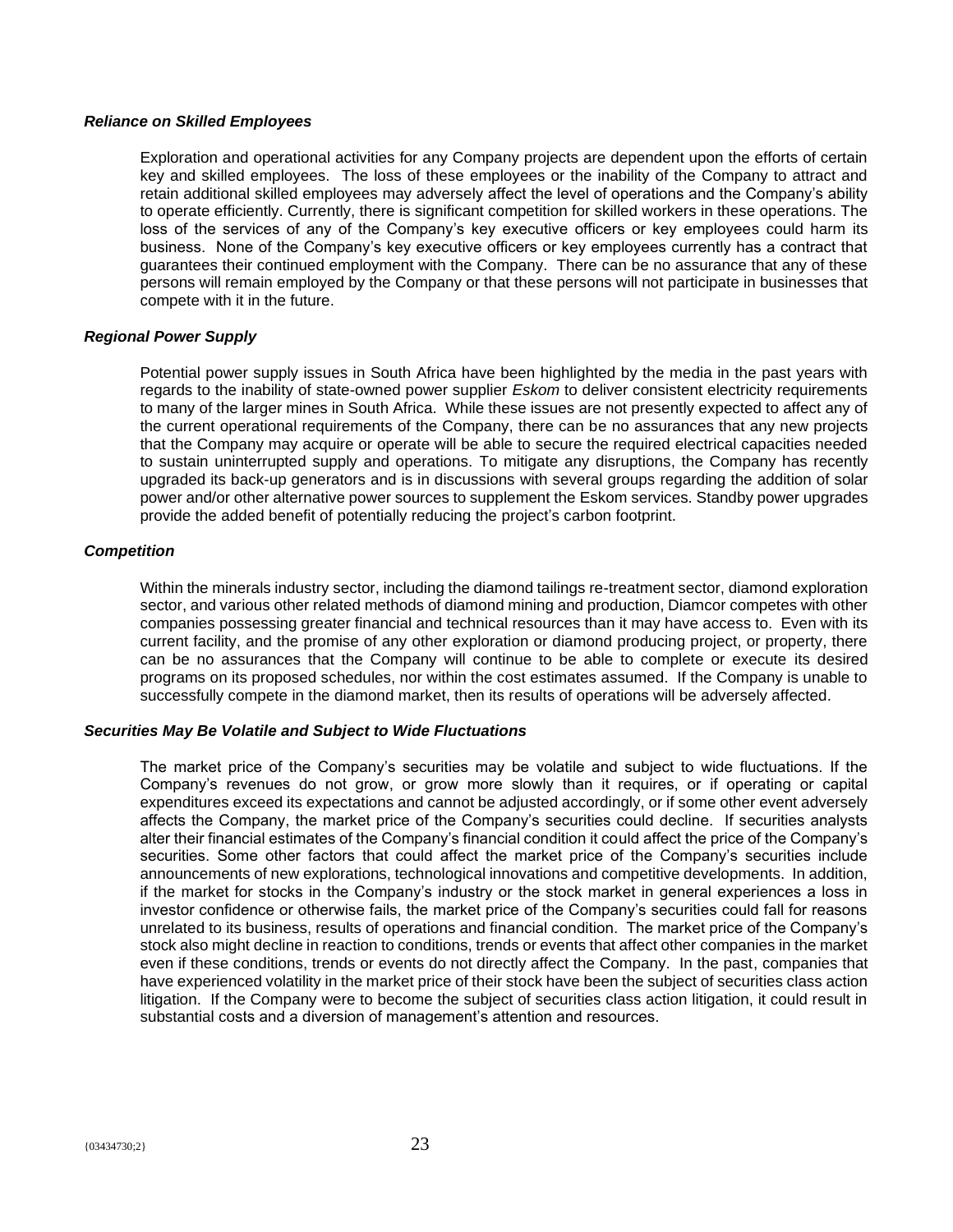#### ***Reliance on Skilled Employees***

Exploration and operational activities for any Company projects are dependent upon the efforts of certain key and skilled employees. The loss of these employees or the inability of the Company to attract and retain additional skilled employees may adversely affect the level of operations and the Company's ability to operate efficiently. Currently, there is significant competition for skilled workers in these operations. The loss of the services of any of the Company's key executive officers or key employees could harm its business. None of the Company's key executive officers or key employees currently has a contract that guarantees their continued employment with the Company. There can be no assurance that any of these persons will remain employed by the Company or that these persons will not participate in businesses that compete with it in the future.

#### ***Regional Power Supply***

Potential power supply issues in South Africa have been highlighted by the media in the past years with regards to the inability of state-owned power supplier *Eskom* to deliver consistent electricity requirements to many of the larger mines in South Africa. While these issues are not presently expected to affect any of the current operational requirements of the Company, there can be no assurances that any new projects that the Company may acquire or operate will be able to secure the required electrical capacities needed to sustain uninterrupted supply and operations. To mitigate any disruptions, the Company has recently upgraded its back-up generators and is in discussions with several groups regarding the addition of solar power and/or other alternative power sources to supplement the Eskom services. Standby power upgrades provide the added benefit of potentially reducing the project's carbon footprint.

#### ***Competition***

Within the minerals industry sector, including the diamond tailings re-treatment sector, diamond exploration sector, and various other related methods of diamond mining and production, Diamcor competes with other companies possessing greater financial and technical resources than it may have access to. Even with its current facility, and the promise of any other exploration or diamond producing project, or property, there can be no assurances that the Company will continue to be able to complete or execute its desired programs on its proposed schedules, nor within the cost estimates assumed. If the Company is unable to successfully compete in the diamond market, then its results of operations will be adversely affected.

#### ***Securities May Be Volatile and Subject to Wide Fluctuations***

The market price of the Company's securities may be volatile and subject to wide fluctuations. If the Company's revenues do not grow, or grow more slowly than it requires, or if operating or capital expenditures exceed its expectations and cannot be adjusted accordingly, or if some other event adversely affects the Company, the market price of the Company's securities could decline. If securities analysts alter their financial estimates of the Company's financial condition it could affect the price of the Company's securities. Some other factors that could affect the market price of the Company's securities include announcements of new explorations, technological innovations and competitive developments. In addition, if the market for stocks in the Company's industry or the stock market in general experiences a loss in investor confidence or otherwise fails, the market price of the Company's securities could fall for reasons unrelated to its business, results of operations and financial condition. The market price of the Company's stock also might decline in reaction to conditions, trends or events that affect other companies in the market even if these conditions, trends or events do not directly affect the Company. In the past, companies that have experienced volatility in the market price of their stock have been the subject of securities class action litigation. If the Company were to become the subject of securities class action litigation, it could result in substantial costs and a diversion of management's attention and resources.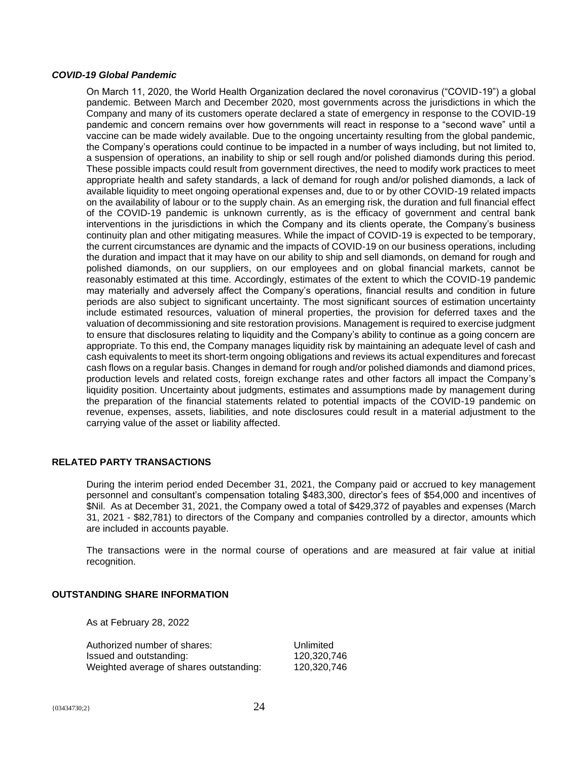### *COVID-19 Global Pandemic*

On March 11, 2020, the World Health Organization declared the novel coronavirus ("COVID-19") a global pandemic. Between March and December 2020, most governments across the jurisdictions in which the Company and many of its customers operate declared a state of emergency in response to the COVID-19 pandemic and concern remains over how governments will react in response to a "second wave" until a vaccine can be made widely available. Due to the ongoing uncertainty resulting from the global pandemic, the Company's operations could continue to be impacted in a number of ways including, but not limited to, a suspension of operations, an inability to ship or sell rough and/or polished diamonds during this period. These possible impacts could result from government directives, the need to modify work practices to meet appropriate health and safety standards, a lack of demand for rough and/or polished diamonds, a lack of available liquidity to meet ongoing operational expenses and, due to or by other COVID-19 related impacts on the availability of labour or to the supply chain. As an emerging risk, the duration and full financial effect of the COVID-19 pandemic is unknown currently, as is the efficacy of government and central bank interventions in the jurisdictions in which the Company and its clients operate, the Company's business continuity plan and other mitigating measures. While the impact of COVID-19 is expected to be temporary, the current circumstances are dynamic and the impacts of COVID-19 on our business operations, including the duration and impact that it may have on our ability to ship and sell diamonds, on demand for rough and polished diamonds, on our suppliers, on our employees and on global financial markets, cannot be reasonably estimated at this time. Accordingly, estimates of the extent to which the COVID-19 pandemic may materially and adversely affect the Company's operations, financial results and condition in future periods are also subject to significant uncertainty. The most significant sources of estimation uncertainty include estimated resources, valuation of mineral properties, the provision for deferred taxes and the valuation of decommissioning and site restoration provisions. Management is required to exercise judgment to ensure that disclosures relating to liquidity and the Company's ability to continue as a going concern are appropriate. To this end, the Company manages liquidity risk by maintaining an adequate level of cash and cash equivalents to meet its short-term ongoing obligations and reviews its actual expenditures and forecast cash flows on a regular basis. Changes in demand for rough and/or polished diamonds and diamond prices, production levels and related costs, foreign exchange rates and other factors all impact the Company's liquidity position. Uncertainty about judgments, estimates and assumptions made by management during the preparation of the financial statements related to potential impacts of the COVID-19 pandemic on revenue, expenses, assets, liabilities, and note disclosures could result in a material adjustment to the carrying value of the asset or liability affected.

## RELATED PARTY TRANSACTIONS

During the interim period ended December 31, 2021, the Company paid or accrued to key management personnel and consultant's compensation totaling $483,300, director's fees of $54,000 and incentives of $Nil. As at December 31, 2021, the Company owed a total of $429,372 of payables and expenses (March 31, 2021 - $82,781) to directors of the Company and companies controlled by a director, amounts which are included in accounts payable.

The transactions were in the normal course of operations and are measured at fair value at initial recognition.

## OUTSTANDING SHARE INFORMATION

As at February 28, 2022

| | |
|---|---|
| Authorized number of shares: | Unlimited |
| Issued and outstanding: | 120,320,746 |
| Weighted average of shares outstanding: | 120,320,746 |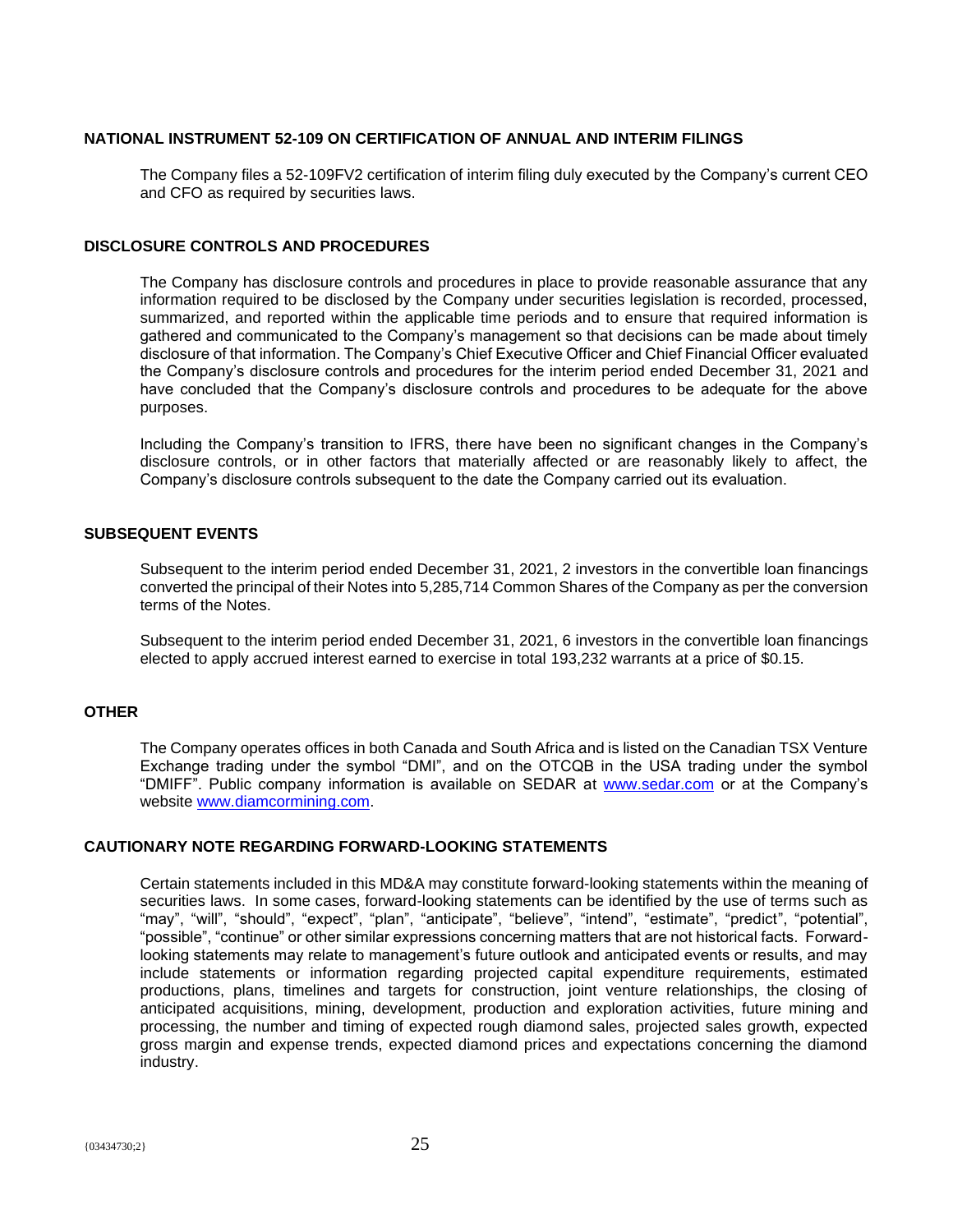## NATIONAL INSTRUMENT 52-109 ON CERTIFICATION OF ANNUAL AND INTERIM FILINGS

The Company files a 52-109FV2 certification of interim filing duly executed by the Company's current CEO and CFO as required by securities laws.

## DISCLOSURE CONTROLS AND PROCEDURES

The Company has disclosure controls and procedures in place to provide reasonable assurance that any information required to be disclosed by the Company under securities legislation is recorded, processed, summarized, and reported within the applicable time periods and to ensure that required information is gathered and communicated to the Company's management so that decisions can be made about timely disclosure of that information. The Company's Chief Executive Officer and Chief Financial Officer evaluated the Company's disclosure controls and procedures for the interim period ended December 31, 2021 and have concluded that the Company's disclosure controls and procedures to be adequate for the above purposes.

Including the Company's transition to IFRS, there have been no significant changes in the Company's disclosure controls, or in other factors that materially affected or are reasonably likely to affect, the Company's disclosure controls subsequent to the date the Company carried out its evaluation.

## SUBSEQUENT EVENTS

Subsequent to the interim period ended December 31, 2021, 2 investors in the convertible loan financings converted the principal of their Notes into 5,285,714 Common Shares of the Company as per the conversion terms of the Notes.

Subsequent to the interim period ended December 31, 2021, 6 investors in the convertible loan financings elected to apply accrued interest earned to exercise in total 193,232 warrants at a price of $0.15.

## OTHER

The Company operates offices in both Canada and South Africa and is listed on the Canadian TSX Venture Exchange trading under the symbol "DMI", and on the OTCQB in the USA trading under the symbol "DMIFF". Public company information is available on SEDAR at www.sedar.com or at the Company's website www.diamcormining.com.

## CAUTIONARY NOTE REGARDING FORWARD-LOOKING STATEMENTS

Certain statements included in this MD&A may constitute forward-looking statements within the meaning of securities laws. In some cases, forward-looking statements can be identified by the use of terms such as "may", "will", "should", "expect", "plan", "anticipate", "believe", "intend", "estimate", "predict", "potential", "possible", "continue" or other similar expressions concerning matters that are not historical facts. Forward-looking statements may relate to management's future outlook and anticipated events or results, and may include statements or information regarding projected capital expenditure requirements, estimated productions, plans, timelines and targets for construction, joint venture relationships, the closing of anticipated acquisitions, mining, development, production and exploration activities, future mining and processing, the number and timing of expected rough diamond sales, projected sales growth, expected gross margin and expense trends, expected diamond prices and expectations concerning the diamond industry.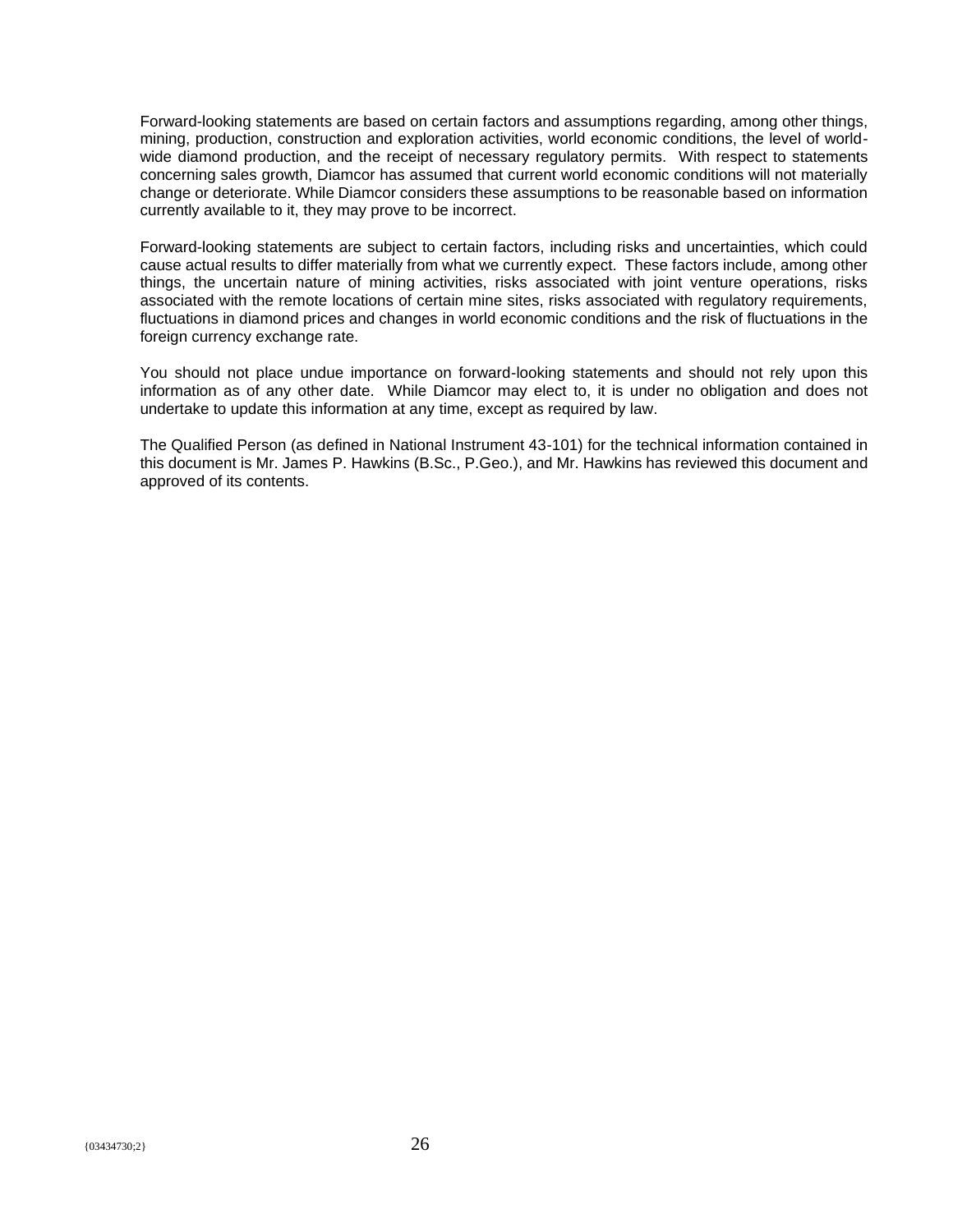Forward-looking statements are based on certain factors and assumptions regarding, among other things, mining, production, construction and exploration activities, world economic conditions, the level of world-wide diamond production, and the receipt of necessary regulatory permits. With respect to statements concerning sales growth, Diamcor has assumed that current world economic conditions will not materially change or deteriorate. While Diamcor considers these assumptions to be reasonable based on information currently available to it, they may prove to be incorrect.

Forward-looking statements are subject to certain factors, including risks and uncertainties, which could cause actual results to differ materially from what we currently expect. These factors include, among other things, the uncertain nature of mining activities, risks associated with joint venture operations, risks associated with the remote locations of certain mine sites, risks associated with regulatory requirements, fluctuations in diamond prices and changes in world economic conditions and the risk of fluctuations in the foreign currency exchange rate.

You should not place undue importance on forward-looking statements and should not rely upon this information as of any other date. While Diamcor may elect to, it is under no obligation and does not undertake to update this information at any time, except as required by law.

The Qualified Person (as defined in National Instrument 43-101) for the technical information contained in this document is Mr. James P. Hawkins (B.Sc., P.Geo.), and Mr. Hawkins has reviewed this document and approved of its contents.